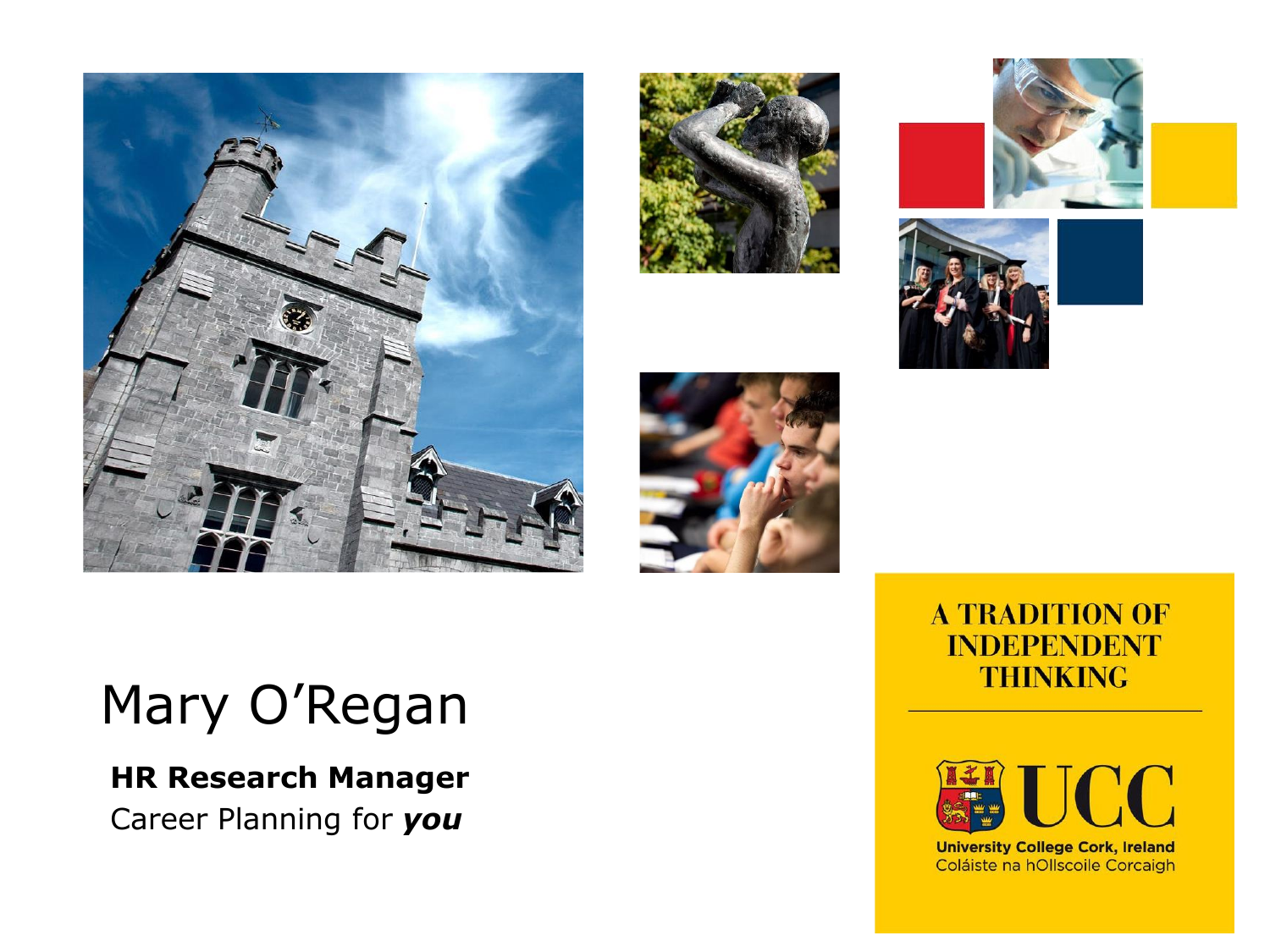# Mary O'Regan

**HR Research Manager**

Career Planning for ***you***

A TRADITION OF INDEPENDENT THINKING

UCC

University College Cork, Ireland

Coláiste na hOllscoile Corcaigh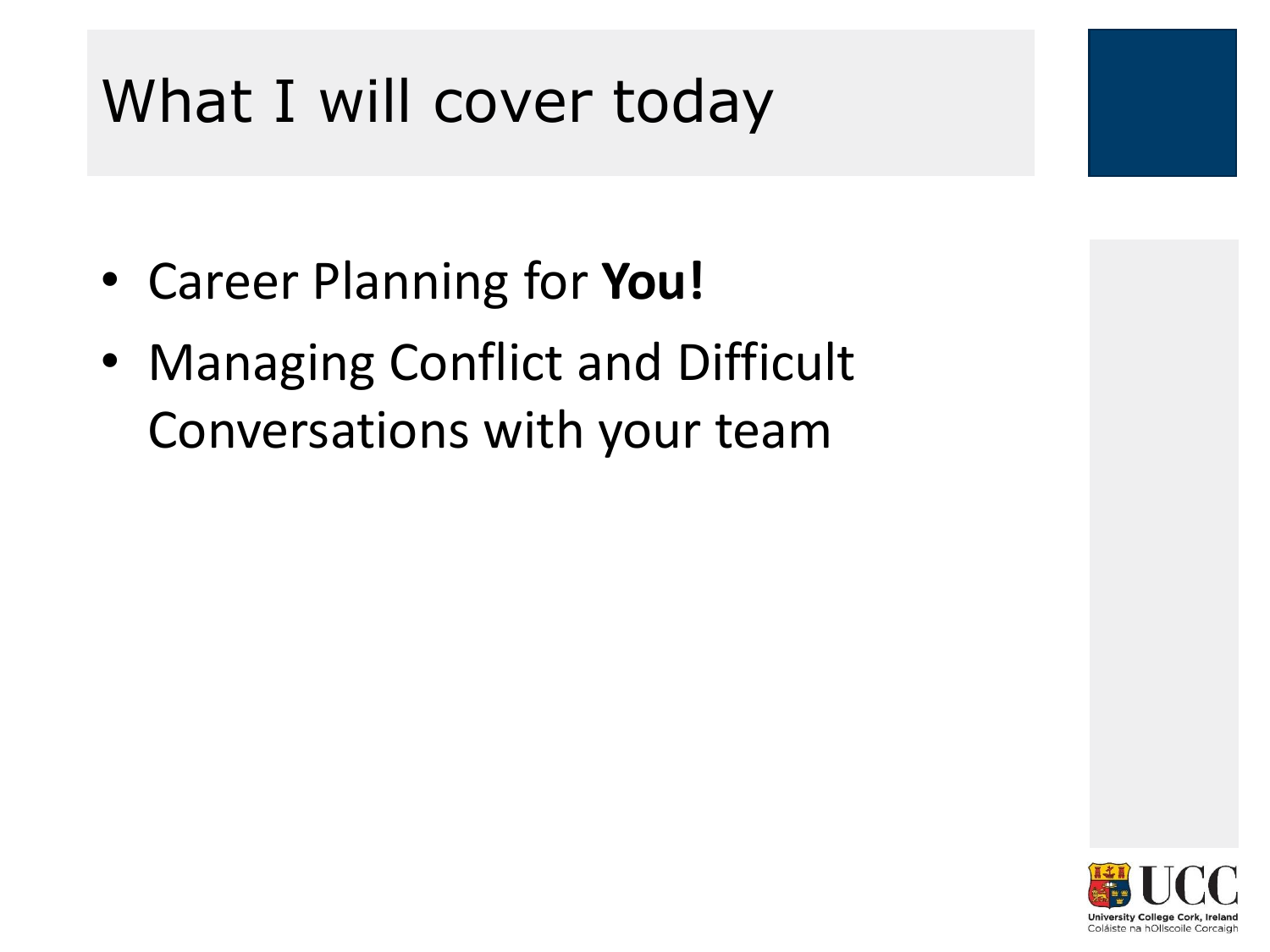# What I will cover today

- Career Planning for **You!**
- Managing Conflict and Difficult Conversations with your team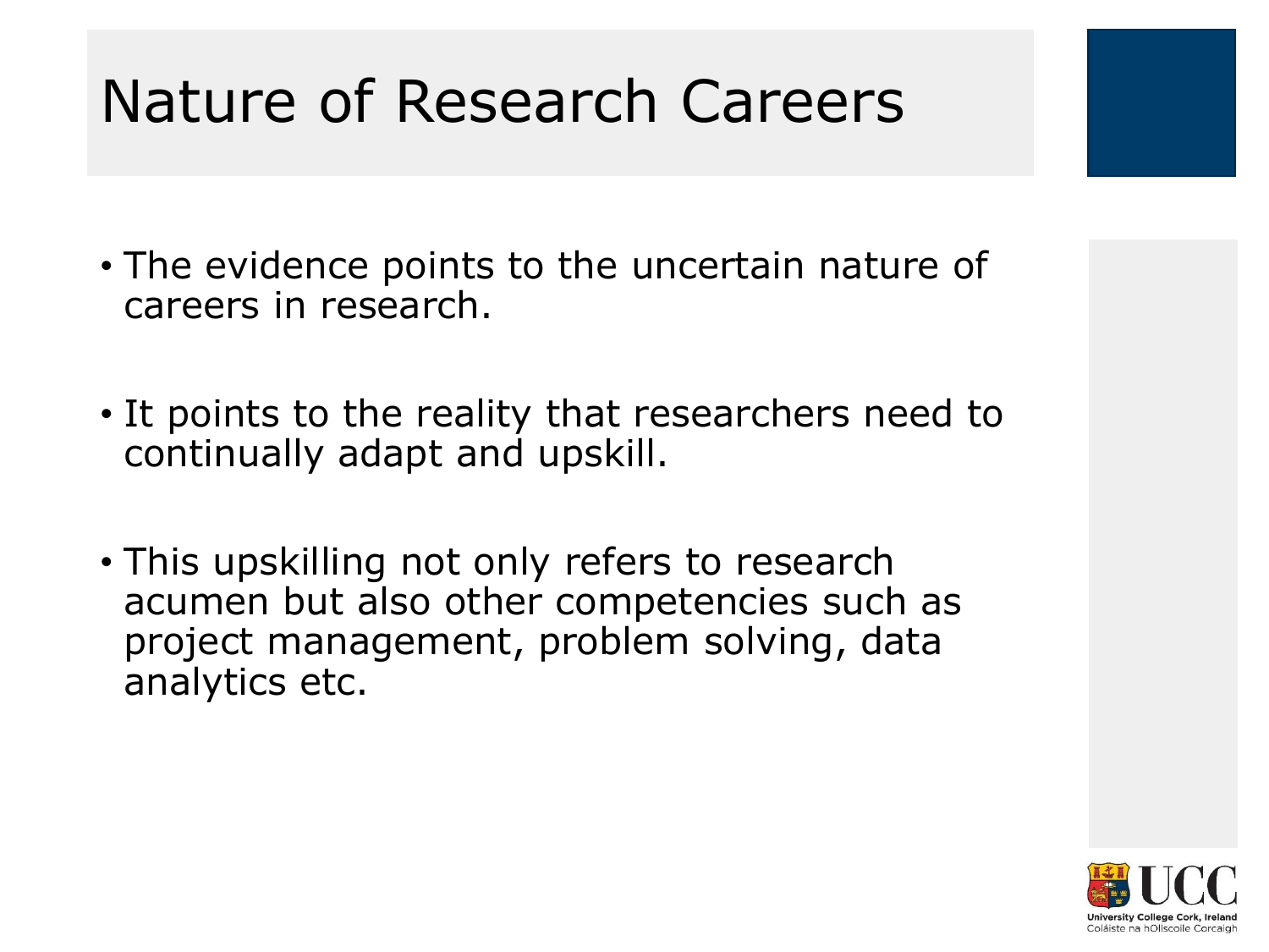# Nature of Research Careers

- The evidence points to the uncertain nature of careers in research.
- It points to the reality that researchers need to continually adapt and upskill.
- This upskilling not only refers to research acumen but also other competencies such as project management, problem solving, data analytics etc.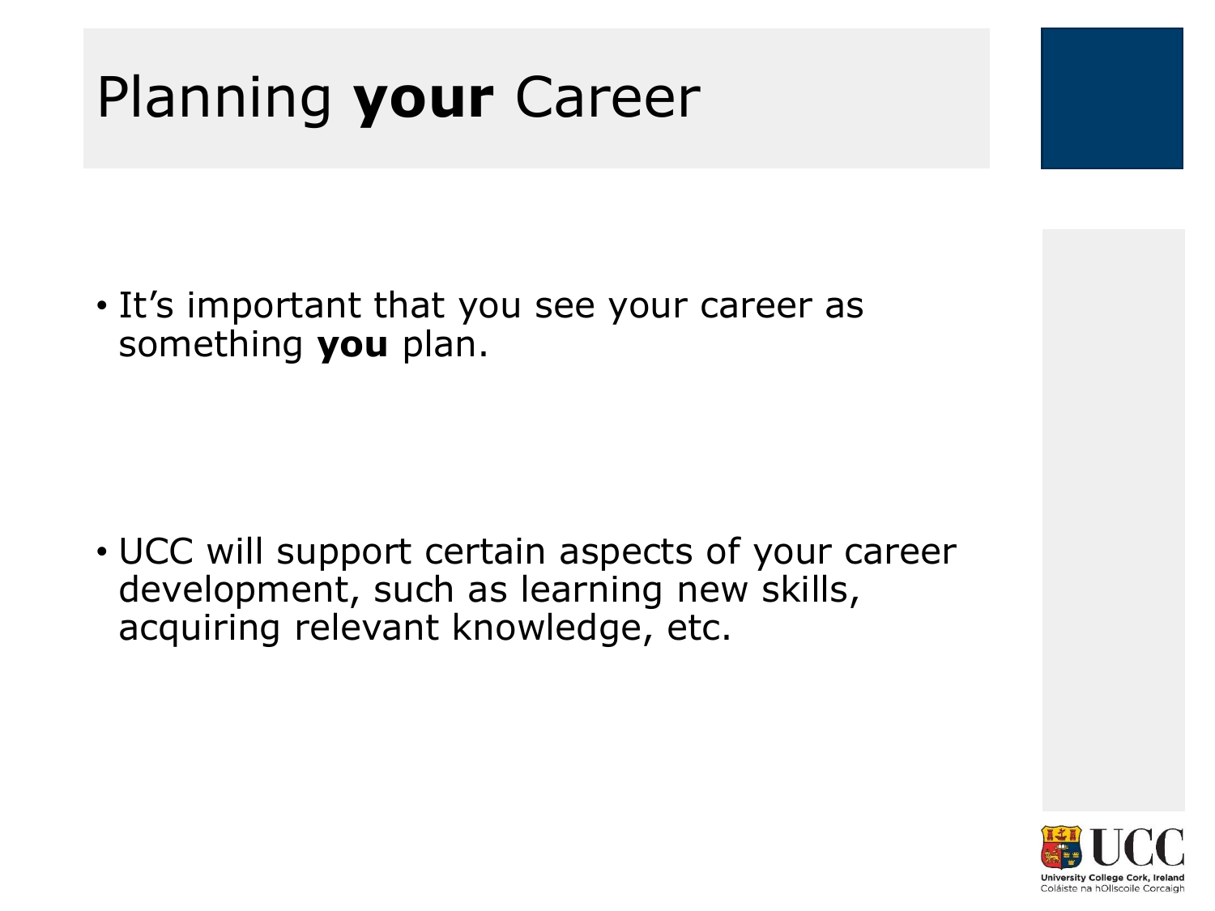# Planning **your** Career

- It's important that you see your career as something **you** plan.

- UCC will support certain aspects of your career development, such as learning new skills, acquiring relevant knowledge, etc.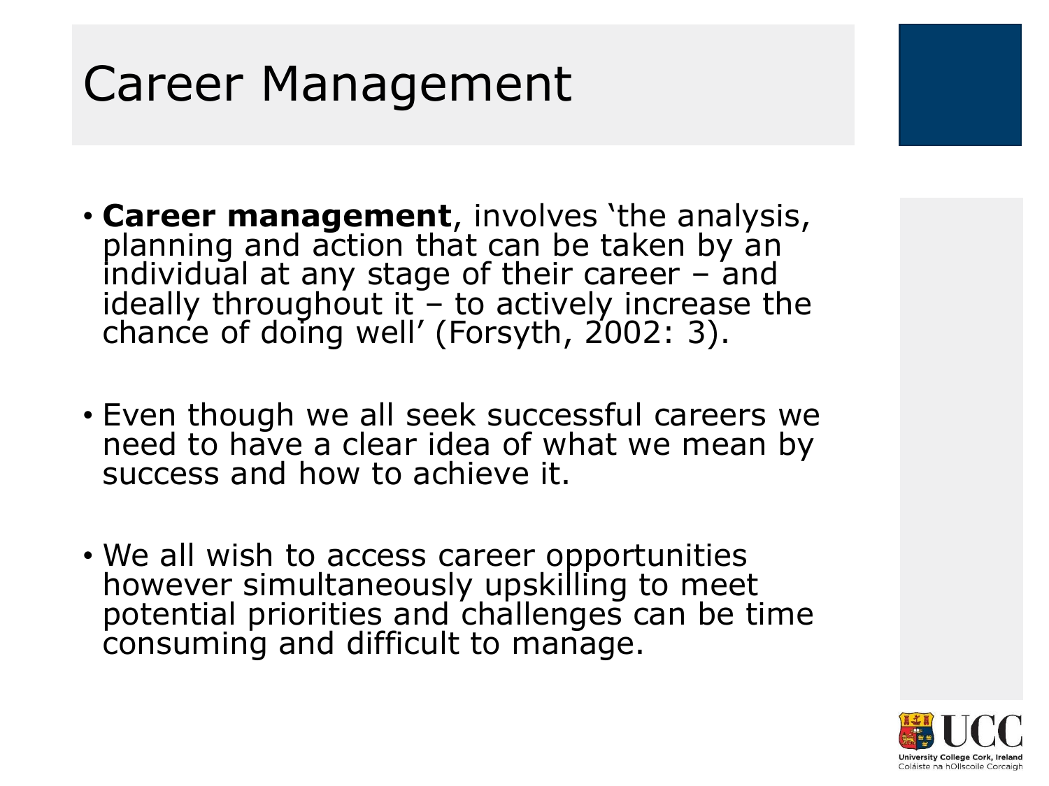# Career Management

- **Career management**, involves 'the analysis, planning and action that can be taken by an individual at any stage of their career – and ideally throughout it – to actively increase the chance of doing well' (Forsyth, 2002: 3).

- Even though we all seek successful careers we need to have a clear idea of what we mean by success and how to achieve it.

- We all wish to access career opportunities however simultaneously upskilling to meet potential priorities and challenges can be time consuming and difficult to manage.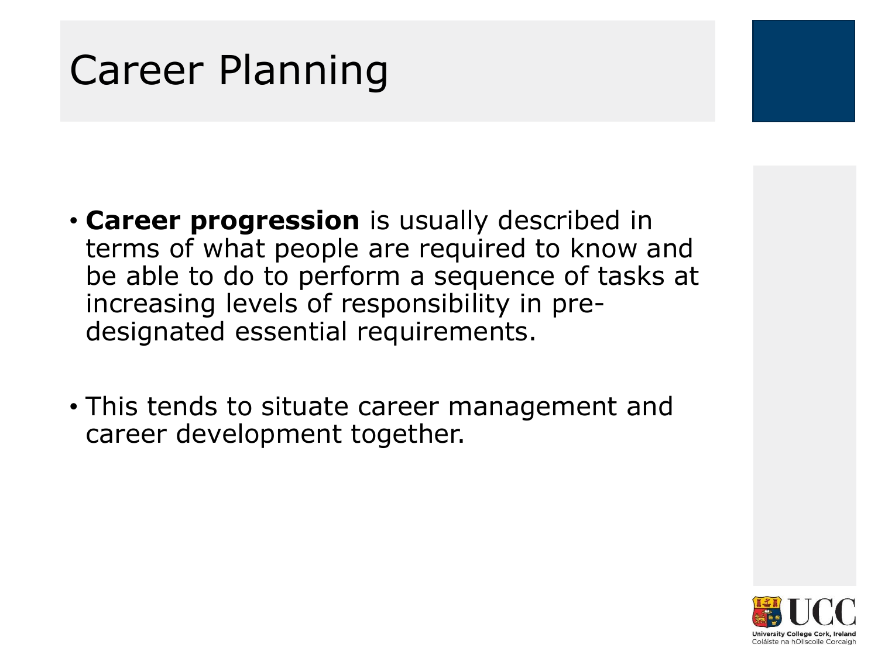# Career Planning

- **Career progression** is usually described in terms of what people are required to know and be able to do to perform a sequence of tasks at increasing levels of responsibility in pre-designated essential requirements.

- This tends to situate career management and career development together.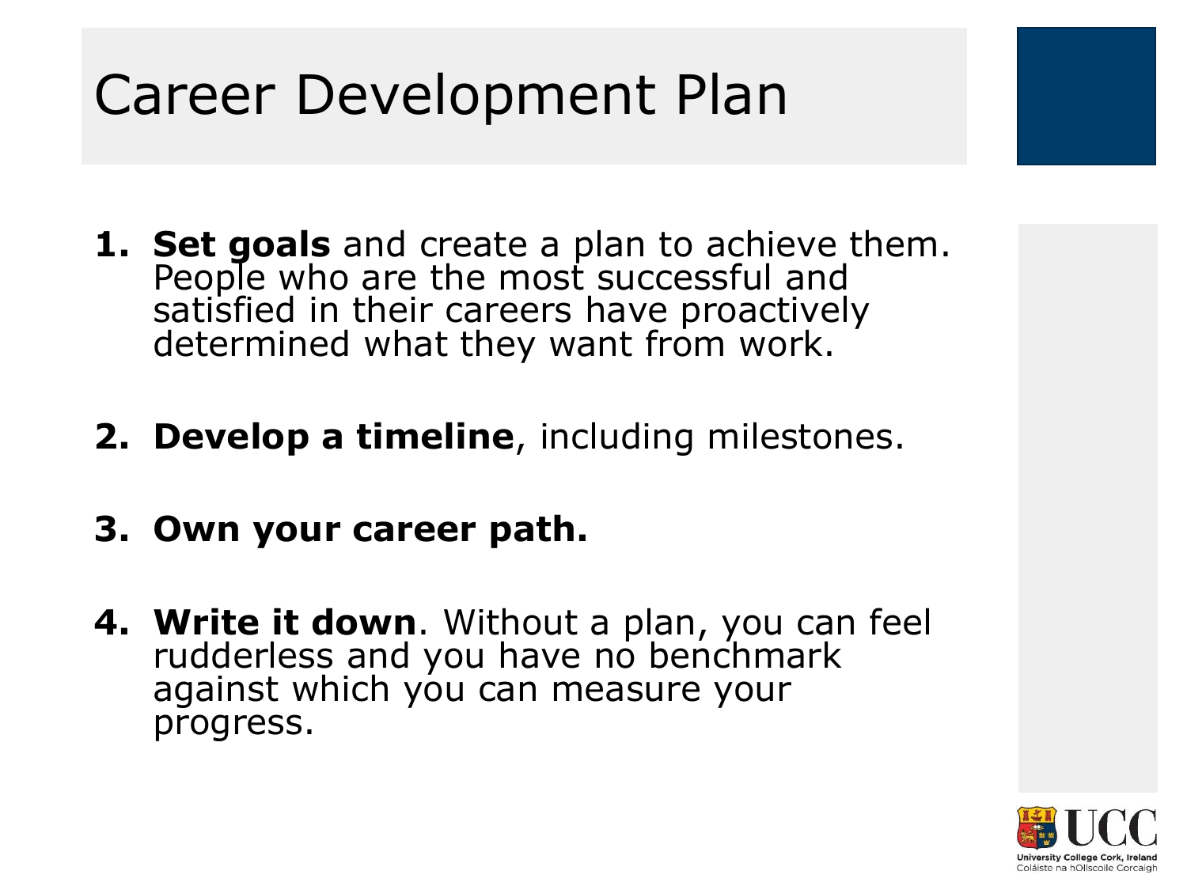# Career Development Plan

1. **Set goals** and create a plan to achieve them. People who are the most successful and satisfied in their careers have proactively determined what they want from work.

2. **Develop a timeline**, including milestones.

3. **Own your career path.**

4. **Write it down**. Without a plan, you can feel rudderless and you have no benchmark against which you can measure your progress.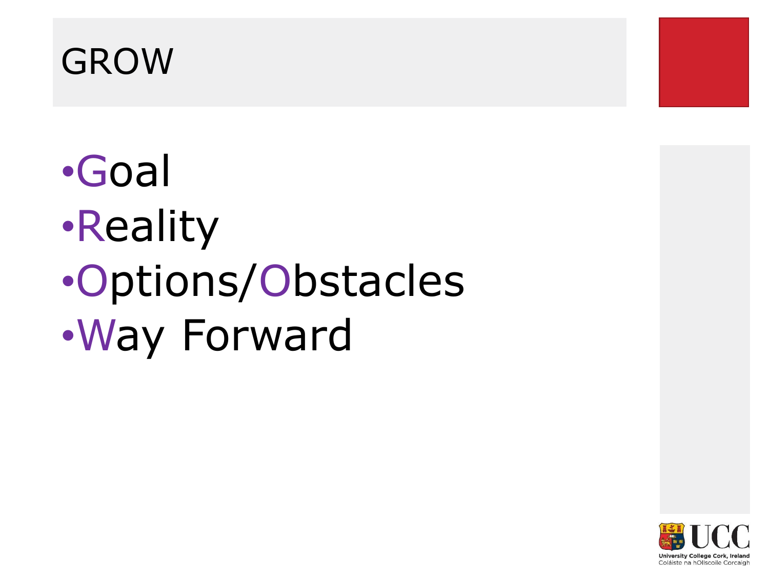# GROW

- Goal
- Reality
- Options/Obstacles
- Way Forward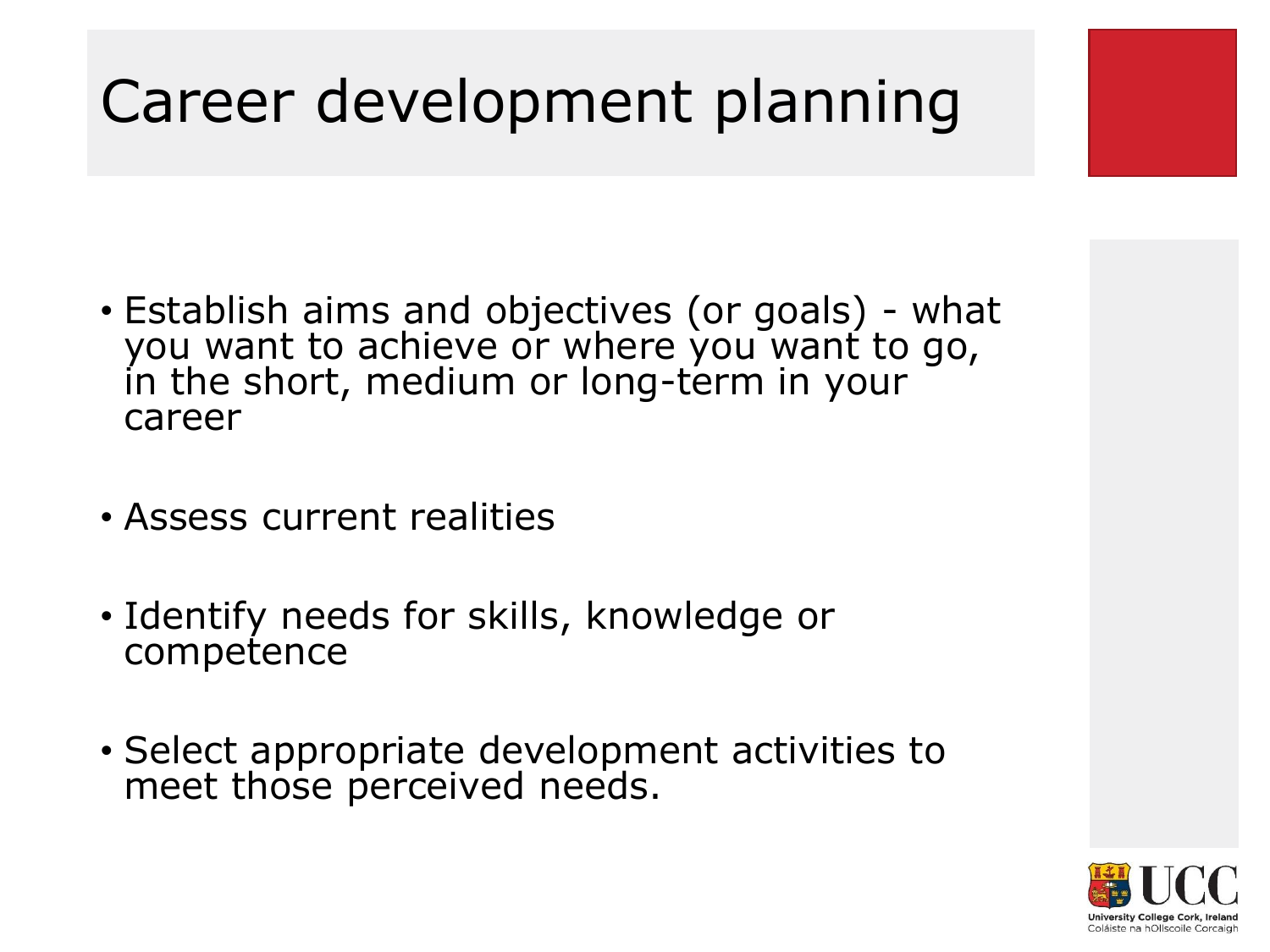# Career development planning

- Establish aims and objectives (or goals) - what you want to achieve or where you want to go, in the short, medium or long-term in your career
- Assess current realities
- Identify needs for skills, knowledge or competence
- Select appropriate development activities to meet those perceived needs.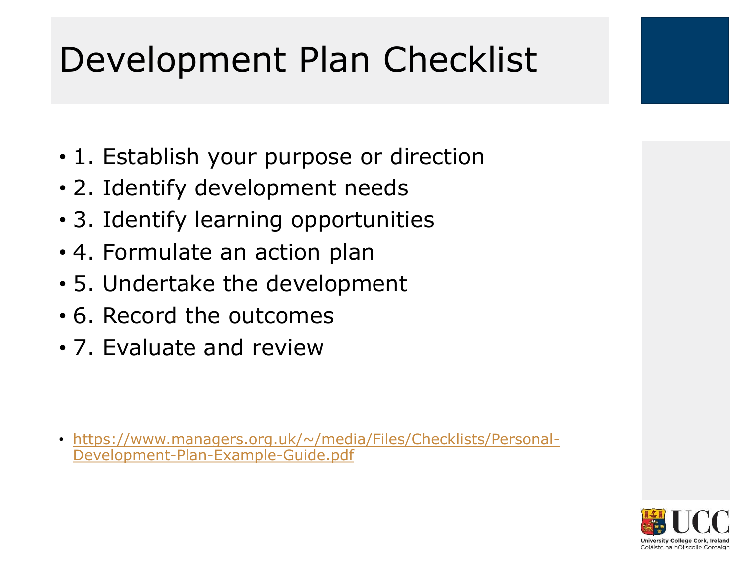# Development Plan Checklist

- 1. Establish your purpose or direction
- 2. Identify development needs
- 3. Identify learning opportunities
- 4. Formulate an action plan
- 5. Undertake the development
- 6. Record the outcomes
- 7. Evaluate and review

- https://www.managers.org.uk/~/media/Files/Checklists/Personal-Development-Plan-Example-Guide.pdf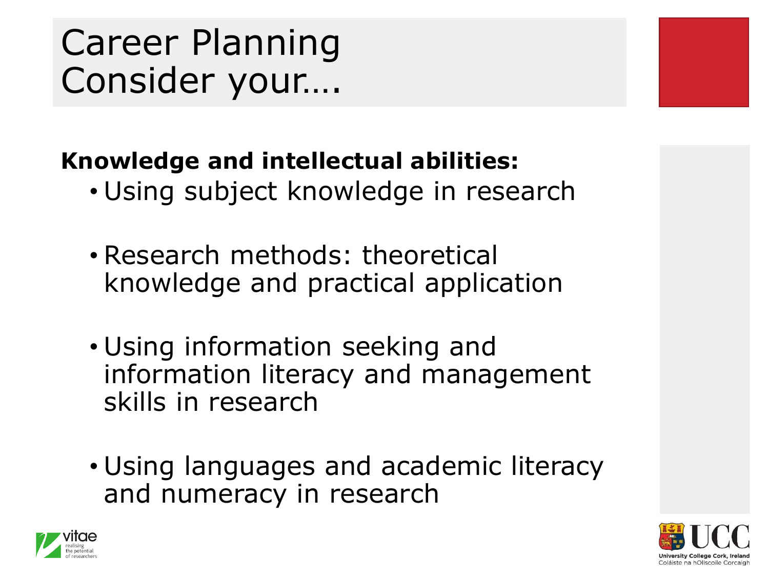# Career Planning
# Consider your….

**Knowledge and intellectual abilities:**

- Using subject knowledge in research
- Research methods: theoretical knowledge and practical application
- Using information seeking and information literacy and management skills in research
- Using languages and academic literacy and numeracy in research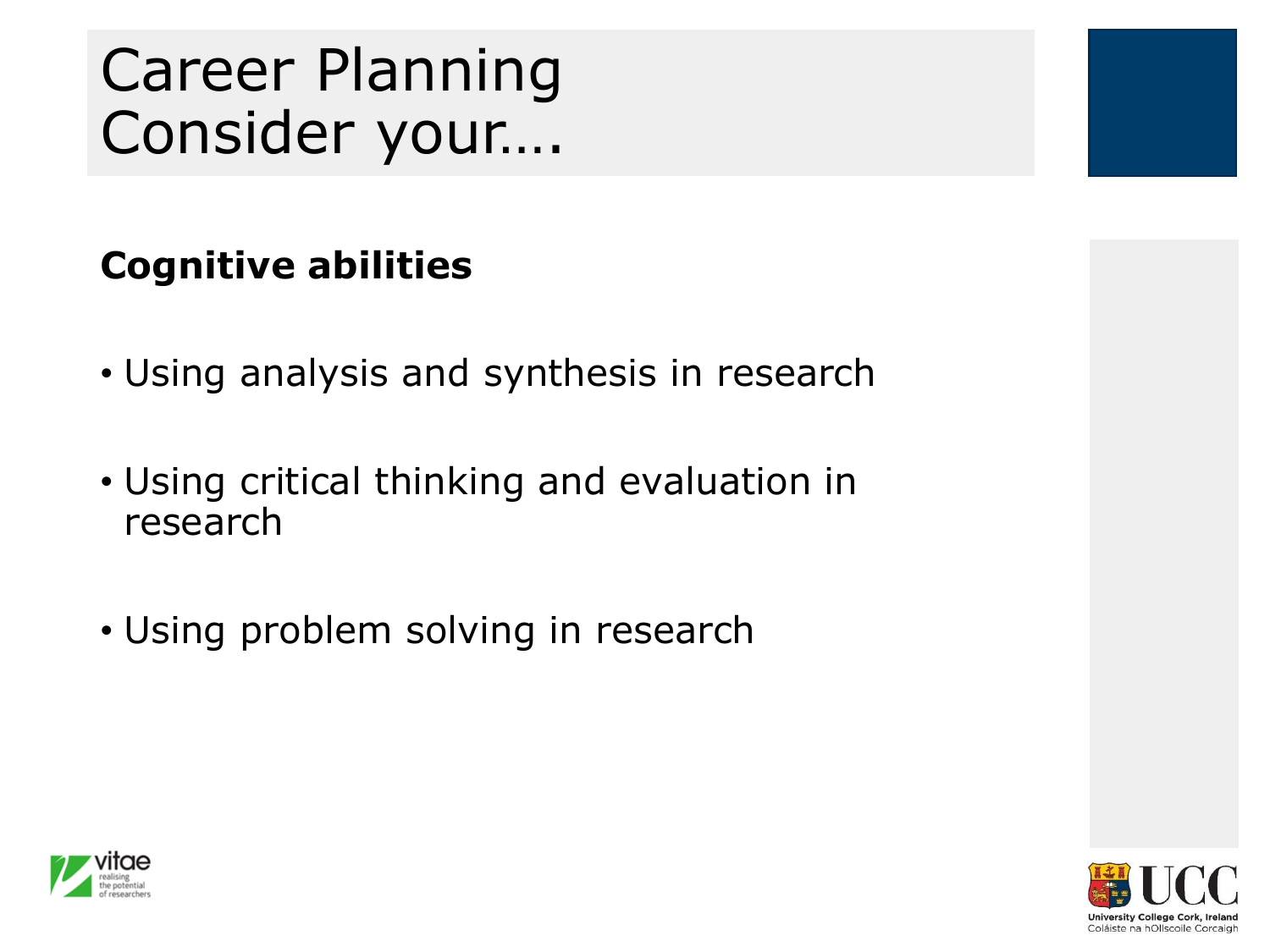# Career Planning
# Consider your….

**Cognitive abilities**

- Using analysis and synthesis in research
- Using critical thinking and evaluation in research
- Using problem solving in research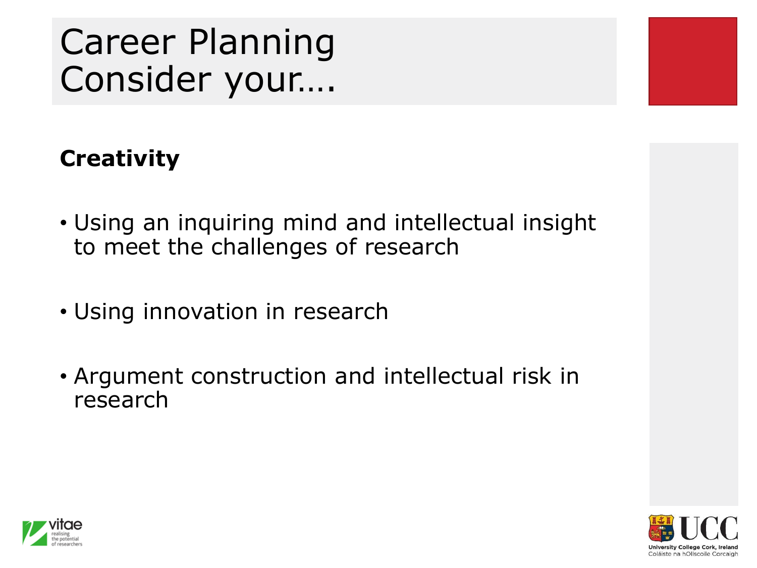# Career Planning
# Consider your….

**Creativity**

- Using an inquiring mind and intellectual insight to meet the challenges of research
- Using innovation in research
- Argument construction and intellectual risk in research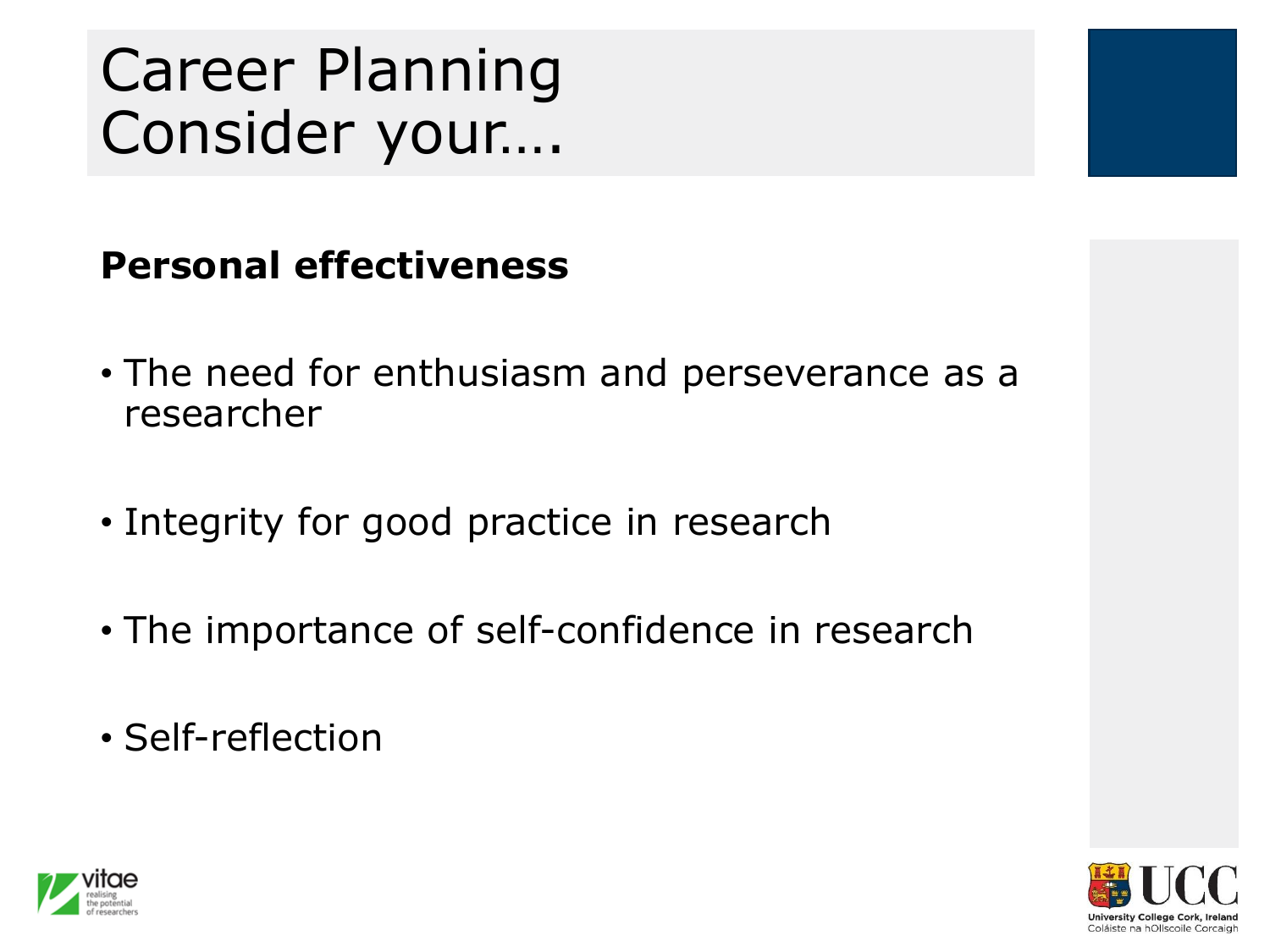# Career Planning
# Consider your….

**Personal effectiveness**

- The need for enthusiasm and perseverance as a researcher
- Integrity for good practice in research
- The importance of self-confidence in research
- Self-reflection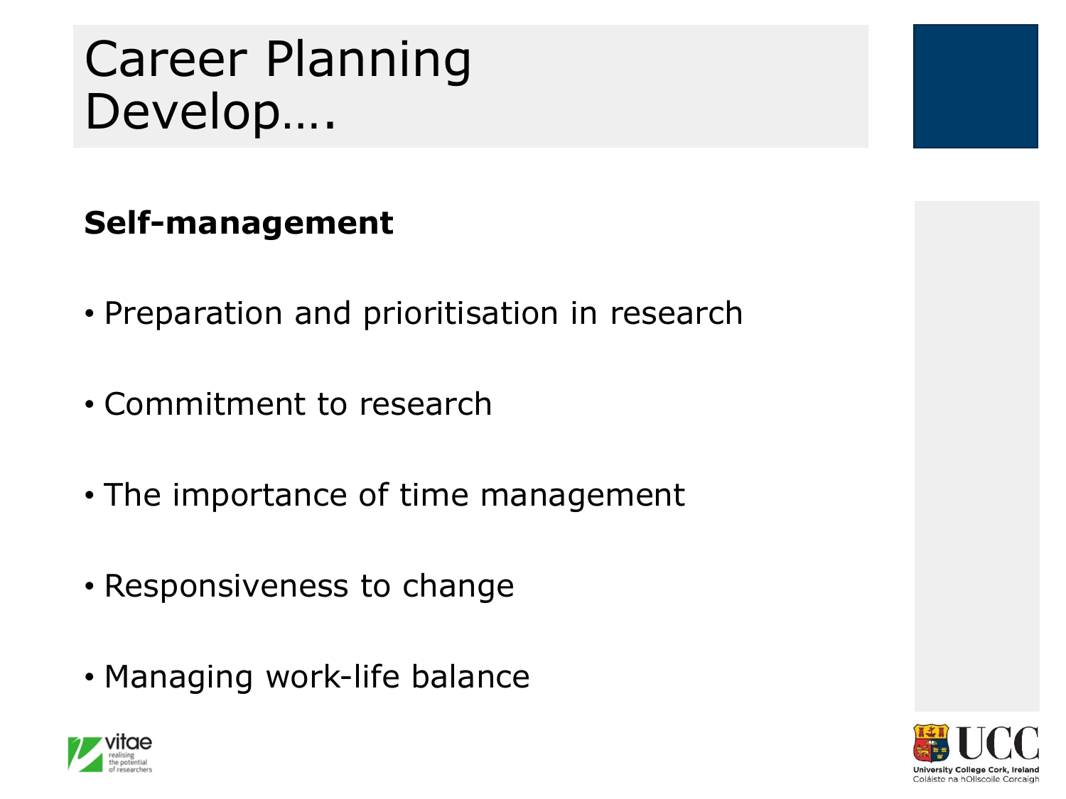# Career Planning Develop….

**Self-management**

- Preparation and prioritisation in research
- Commitment to research
- The importance of time management
- Responsiveness to change
- Managing work-life balance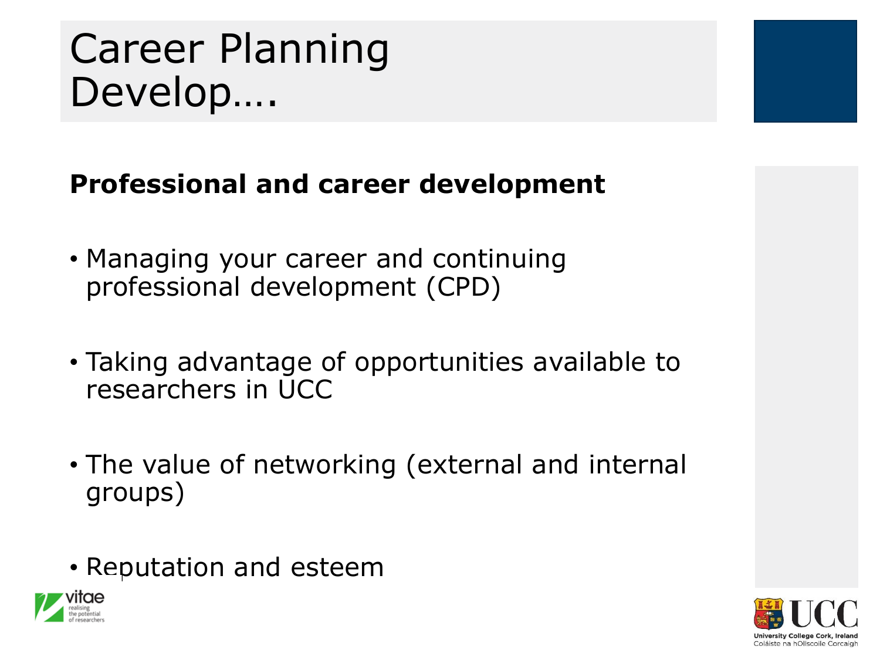# Career Planning Develop….

**Professional and career development**

- Managing your career and continuing professional development (CPD)
- Taking advantage of opportunities available to researchers in UCC
- The value of networking (external and internal groups)
- Reputation and esteem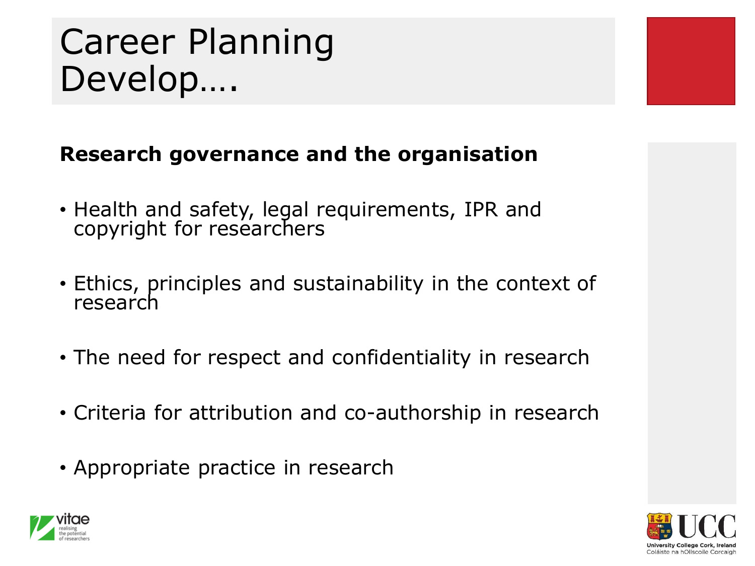# Career Planning Develop....

**Research governance and the organisation**

- Health and safety, legal requirements, IPR and copyright for researchers
- Ethics, principles and sustainability in the context of research
- The need for respect and confidentiality in research
- Criteria for attribution and co-authorship in research
- Appropriate practice in research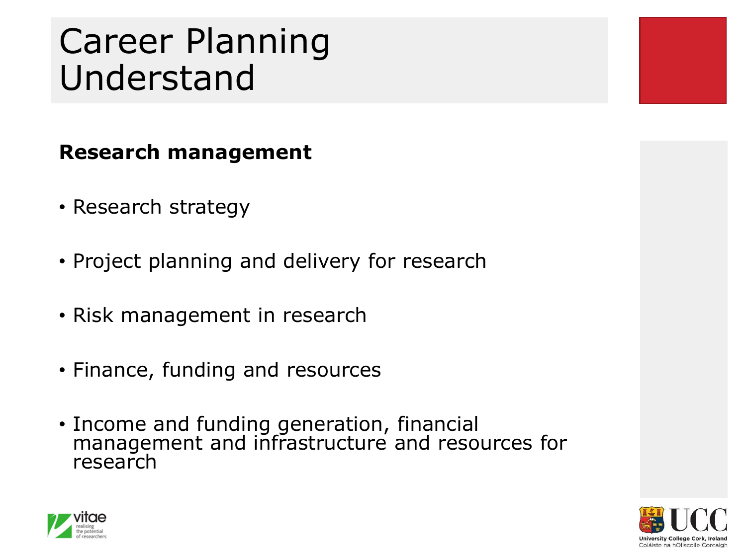# Career Planning Understand

**Research management**

- Research strategy
- Project planning and delivery for research
- Risk management in research
- Finance, funding and resources
- Income and funding generation, financial management and infrastructure and resources for research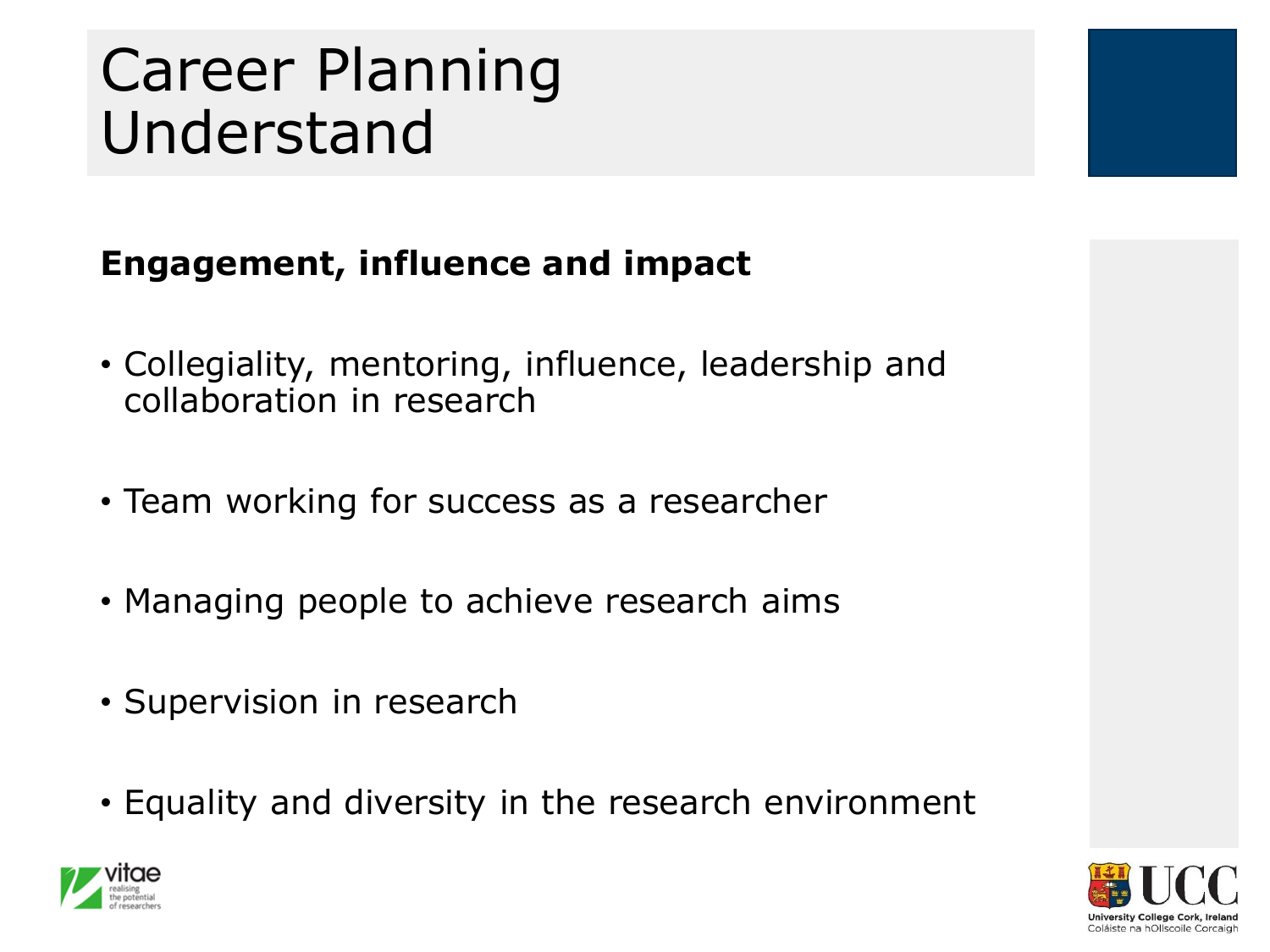# Career Planning Understand

**Engagement, influence and impact**

- Collegiality, mentoring, influence, leadership and collaboration in research
- Team working for success as a researcher
- Managing people to achieve research aims
- Supervision in research
- Equality and diversity in the research environment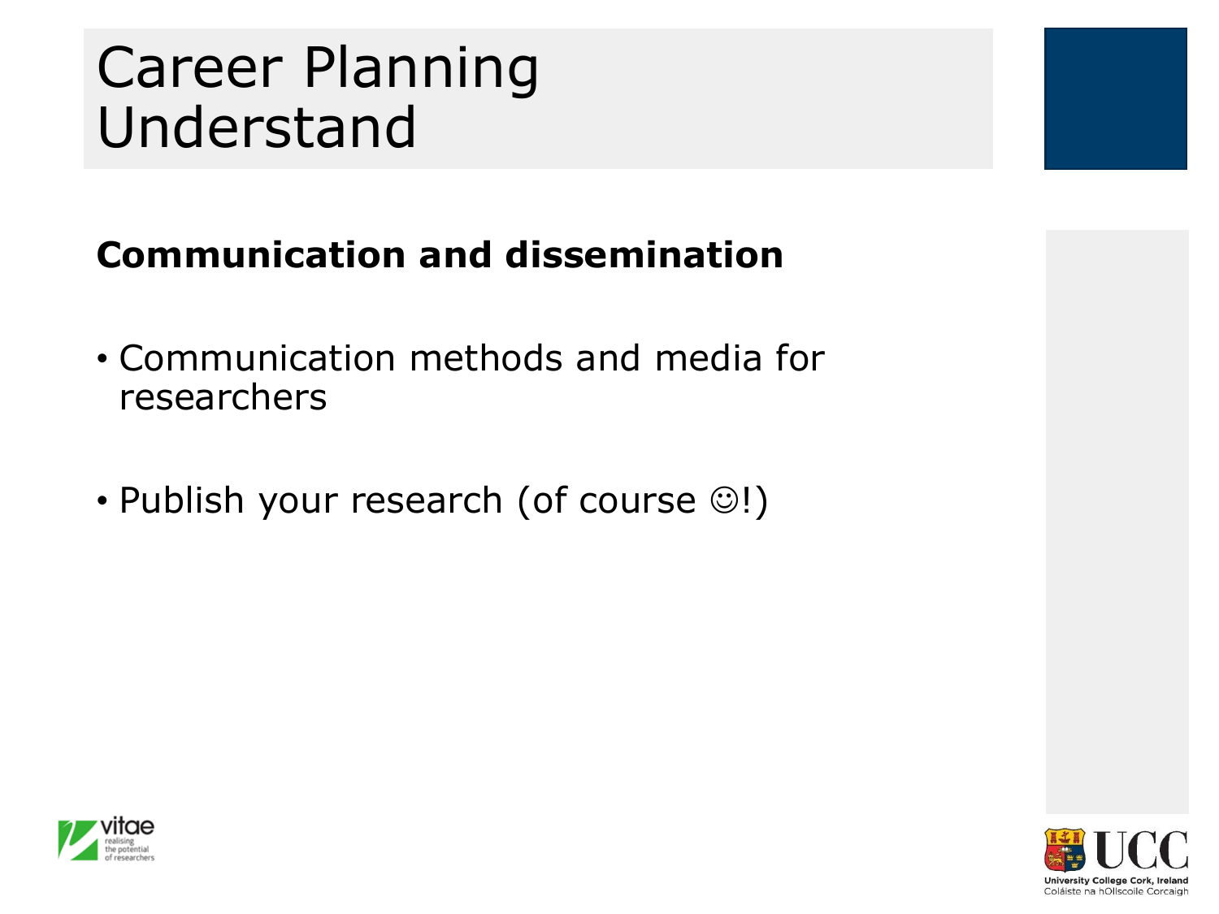# Career Planning Understand

**Communication and dissemination**

- Communication methods and media for researchers
- Publish your research (of course ☺!)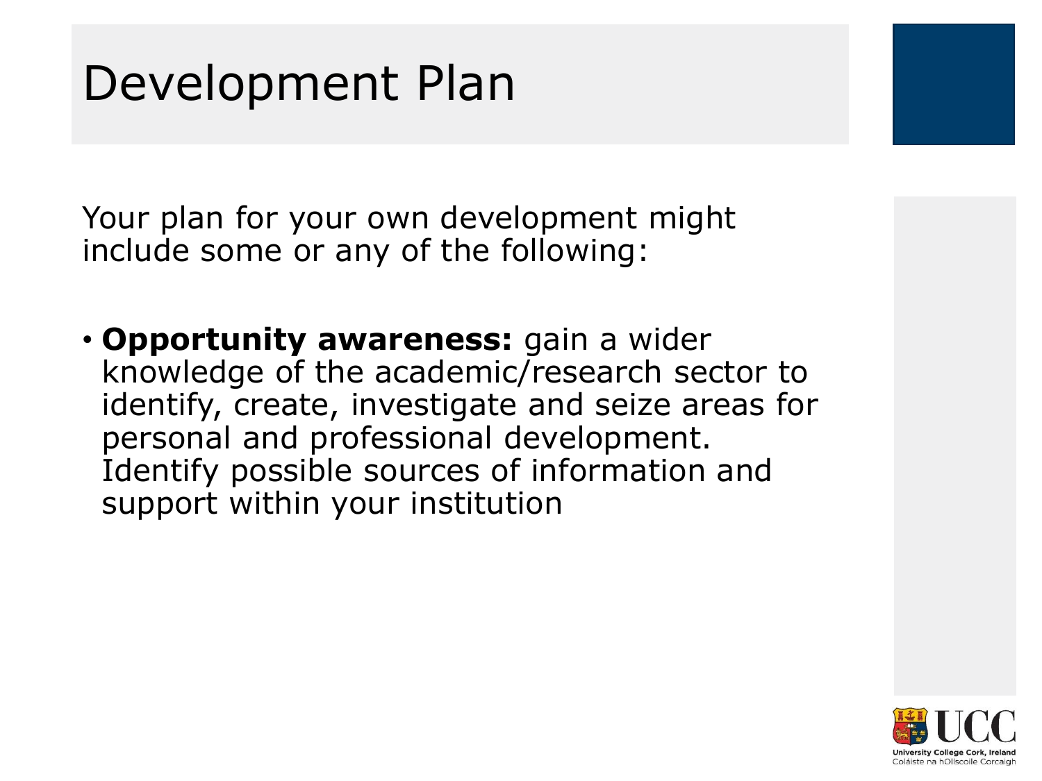# Development Plan

Your plan for your own development might include some or any of the following:

- **Opportunity awareness:** gain a wider knowledge of the academic/research sector to identify, create, investigate and seize areas for personal and professional development. Identify possible sources of information and support within your institution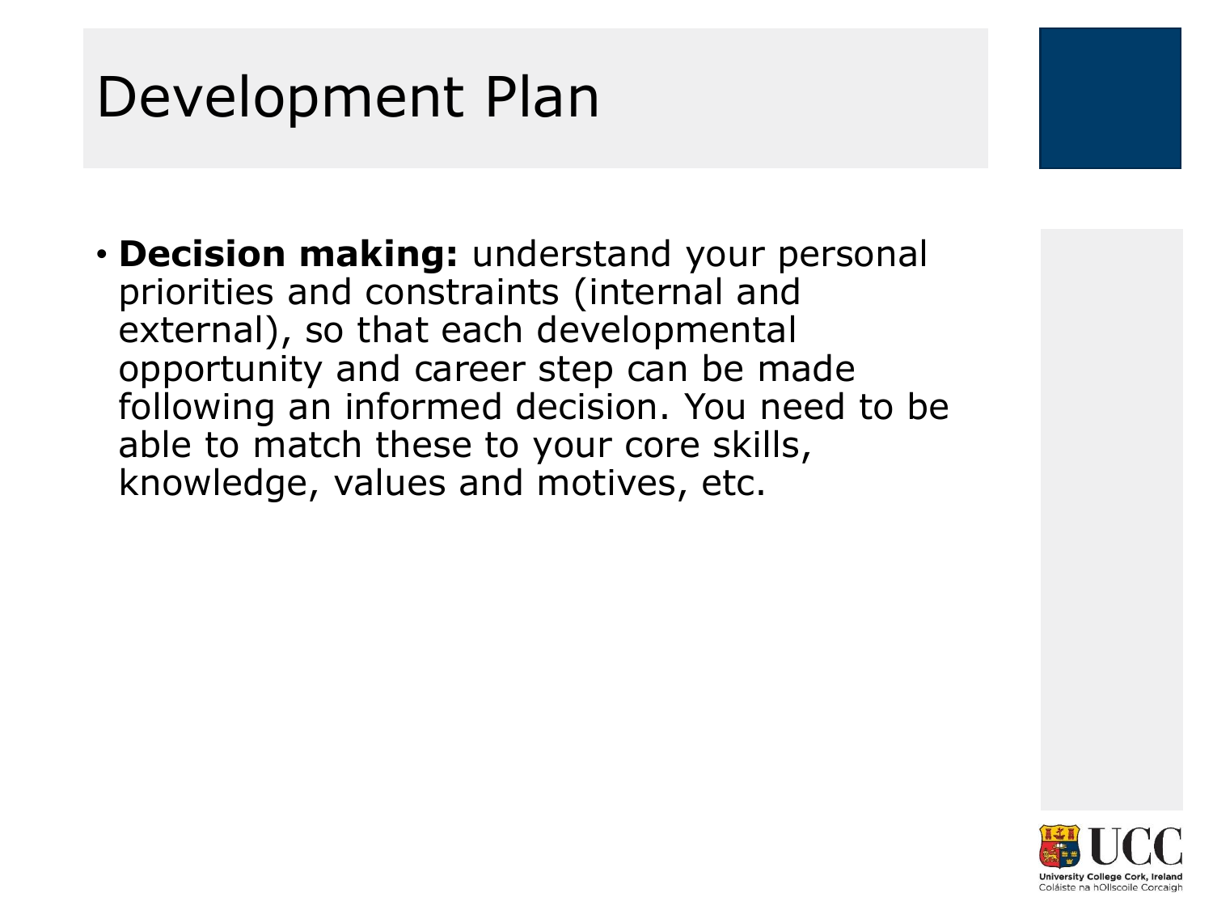# Development Plan

- **Decision making:** understand your personal priorities and constraints (internal and external), so that each developmental opportunity and career step can be made following an informed decision. You need to be able to match these to your core skills, knowledge, values and motives, etc.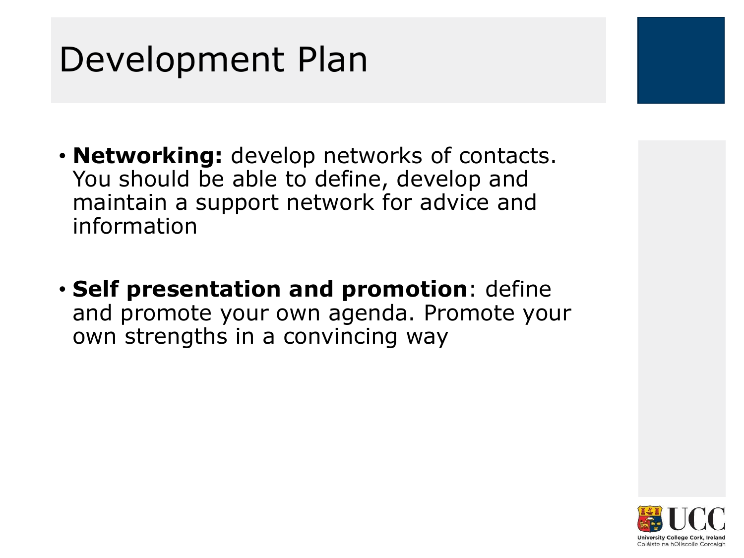# Development Plan

- **Networking:** develop networks of contacts. You should be able to define, develop and maintain a support network for advice and information

- **Self presentation and promotion**: define and promote your own agenda. Promote your own strengths in a convincing way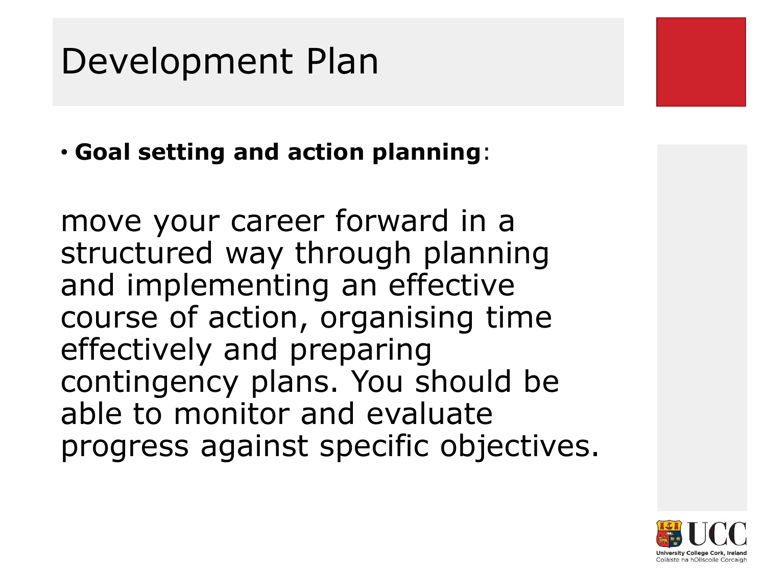# Development Plan

- **Goal setting and action planning**:

move your career forward in a structured way through planning and implementing an effective course of action, organising time effectively and preparing contingency plans. You should be able to monitor and evaluate progress against specific objectives.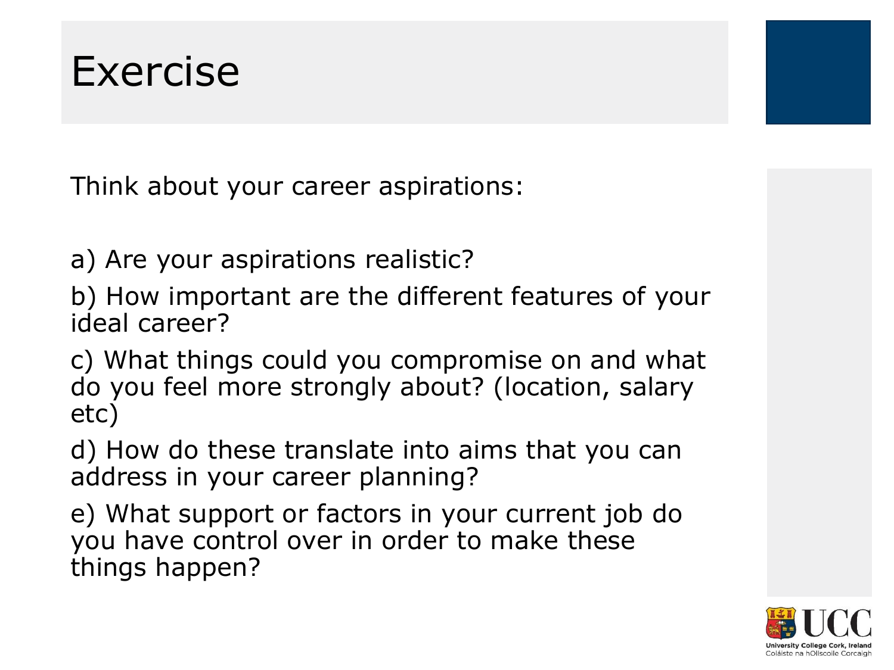# Exercise

Think about your career aspirations:

a) Are your aspirations realistic?

b) How important are the different features of your ideal career?

c) What things could you compromise on and what do you feel more strongly about? (location, salary etc)

d) How do these translate into aims that you can address in your career planning?

e) What support or factors in your current job do you have control over in order to make these things happen?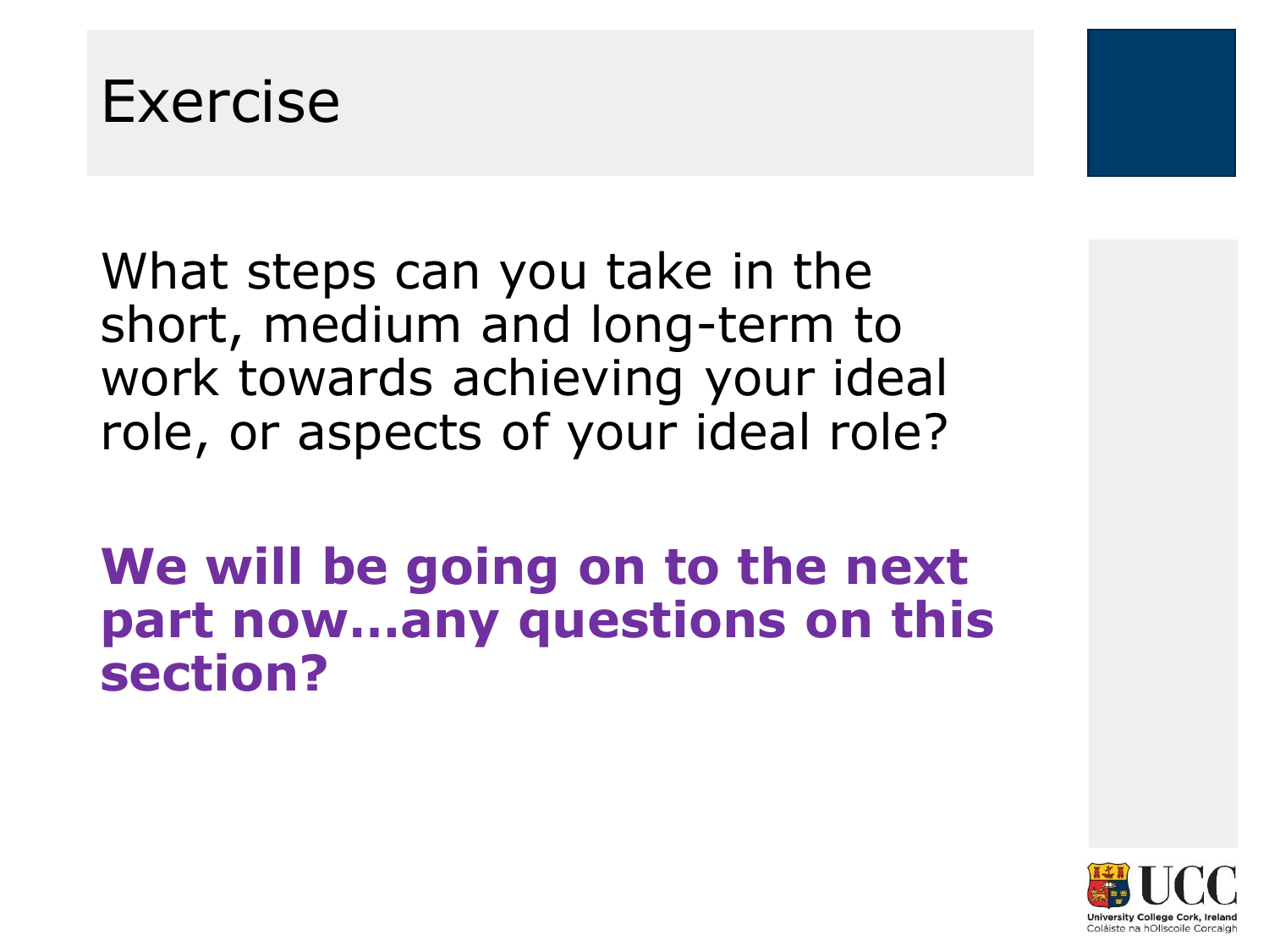# Exercise

What steps can you take in the short, medium and long-term to work towards achieving your ideal role, or aspects of your ideal role?

**We will be going on to the next part now…any questions on this section?**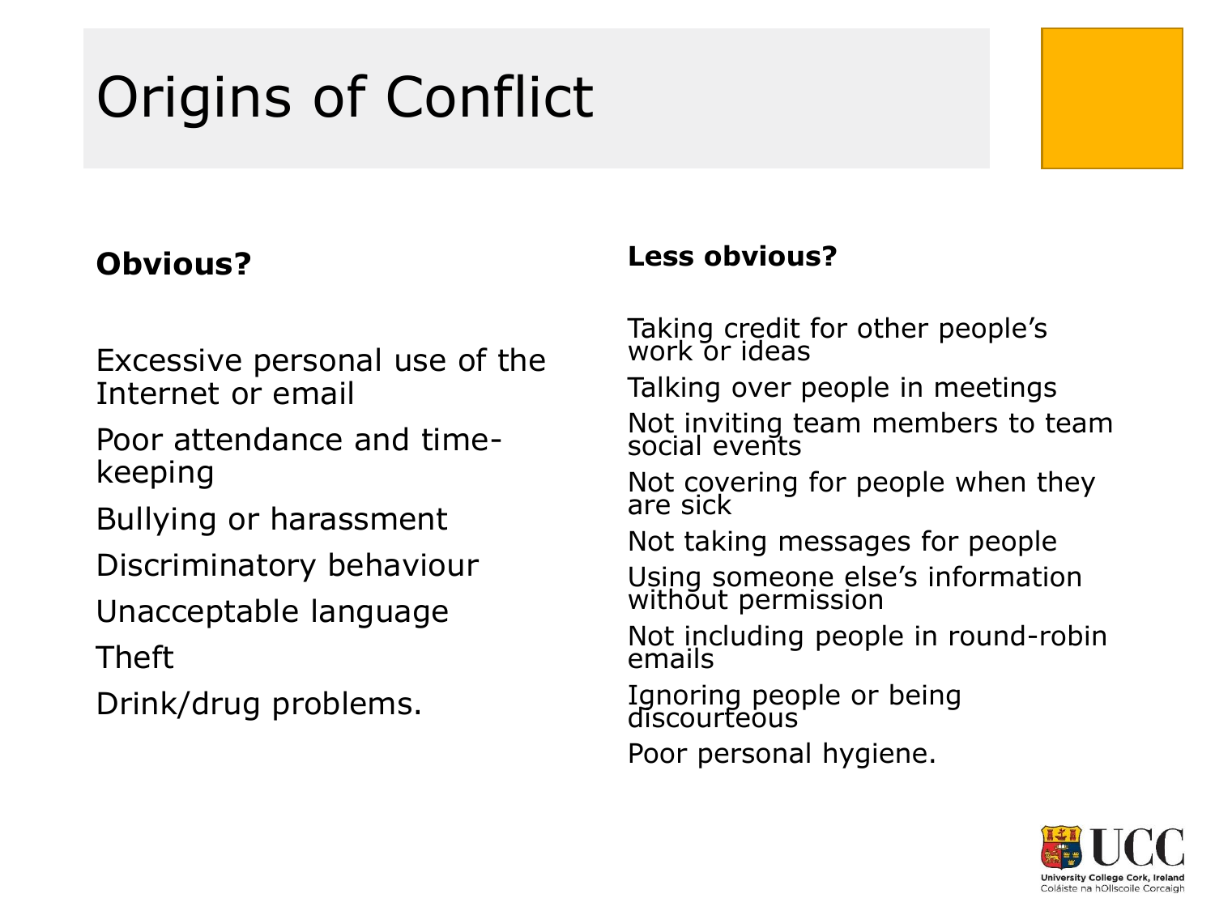# Origins of Conflict

**Obvious?**

Excessive personal use of the Internet or email

Poor attendance and time-keeping

Bullying or harassment

Discriminatory behaviour

Unacceptable language

Theft

Drink/drug problems.

**Less obvious?**

Taking credit for other people's work or ideas

Talking over people in meetings

Not inviting team members to team social events

Not covering for people when they are sick

Not taking messages for people

Using someone else's information without permission

Not including people in round-robin emails

Ignoring people or being discourteous

Poor personal hygiene.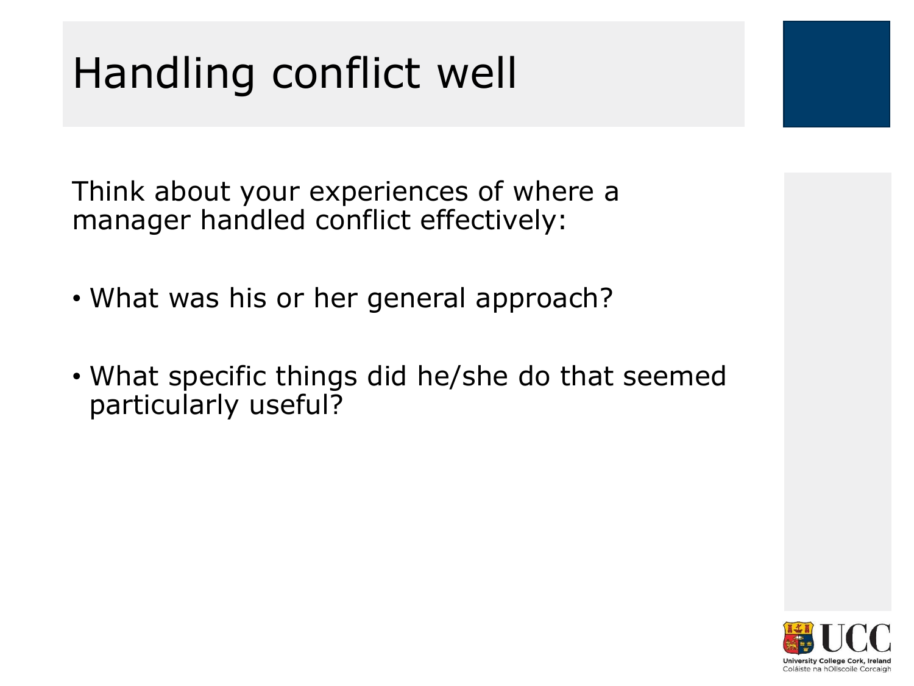# Handling conflict well

Think about your experiences of where a manager handled conflict effectively:

- What was his or her general approach?
- What specific things did he/she do that seemed particularly useful?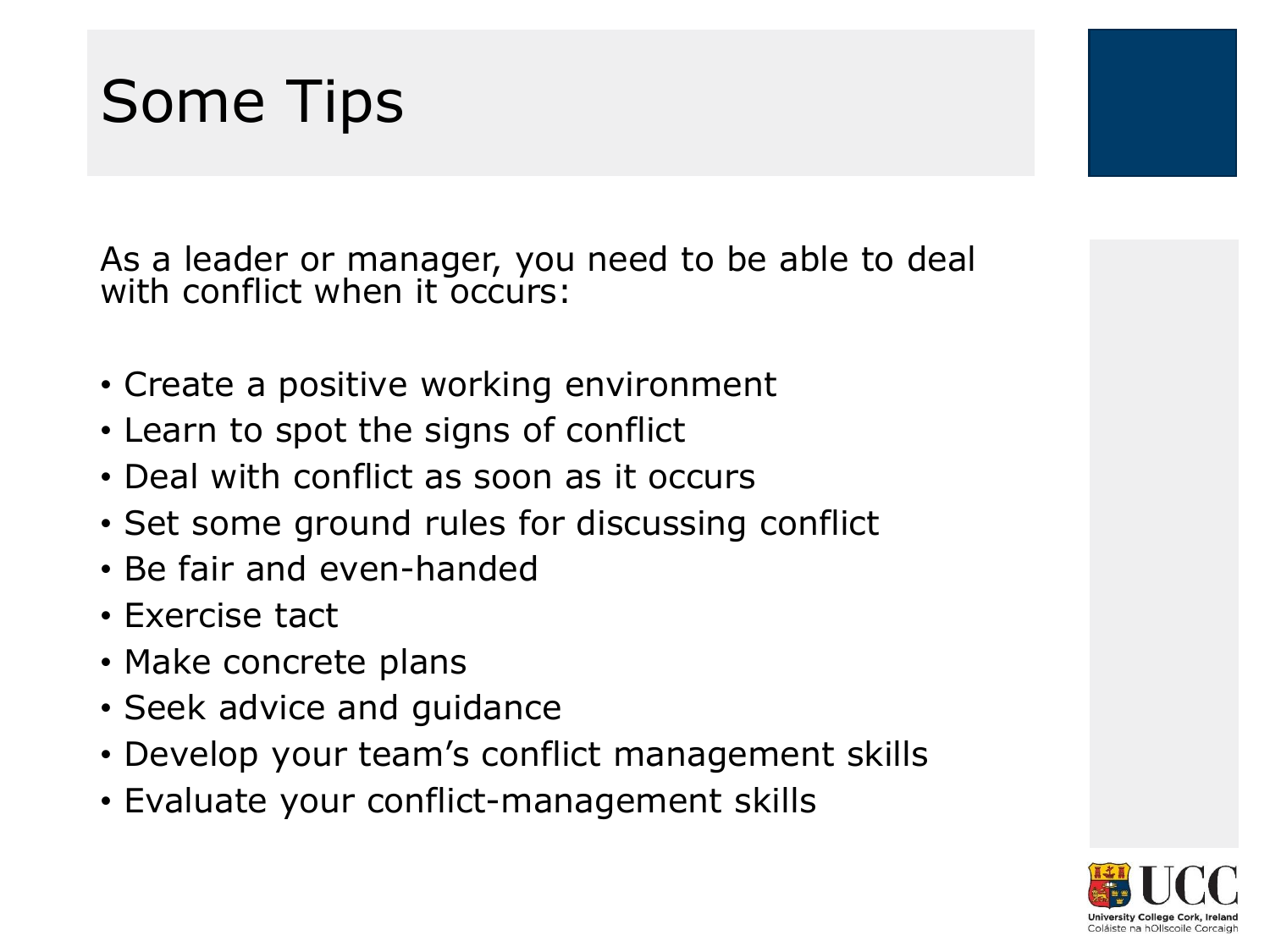# Some Tips

As a leader or manager, you need to be able to deal with conflict when it occurs:

- Create a positive working environment
- Learn to spot the signs of conflict
- Deal with conflict as soon as it occurs
- Set some ground rules for discussing conflict
- Be fair and even-handed
- Exercise tact
- Make concrete plans
- Seek advice and guidance
- Develop your team's conflict management skills
- Evaluate your conflict-management skills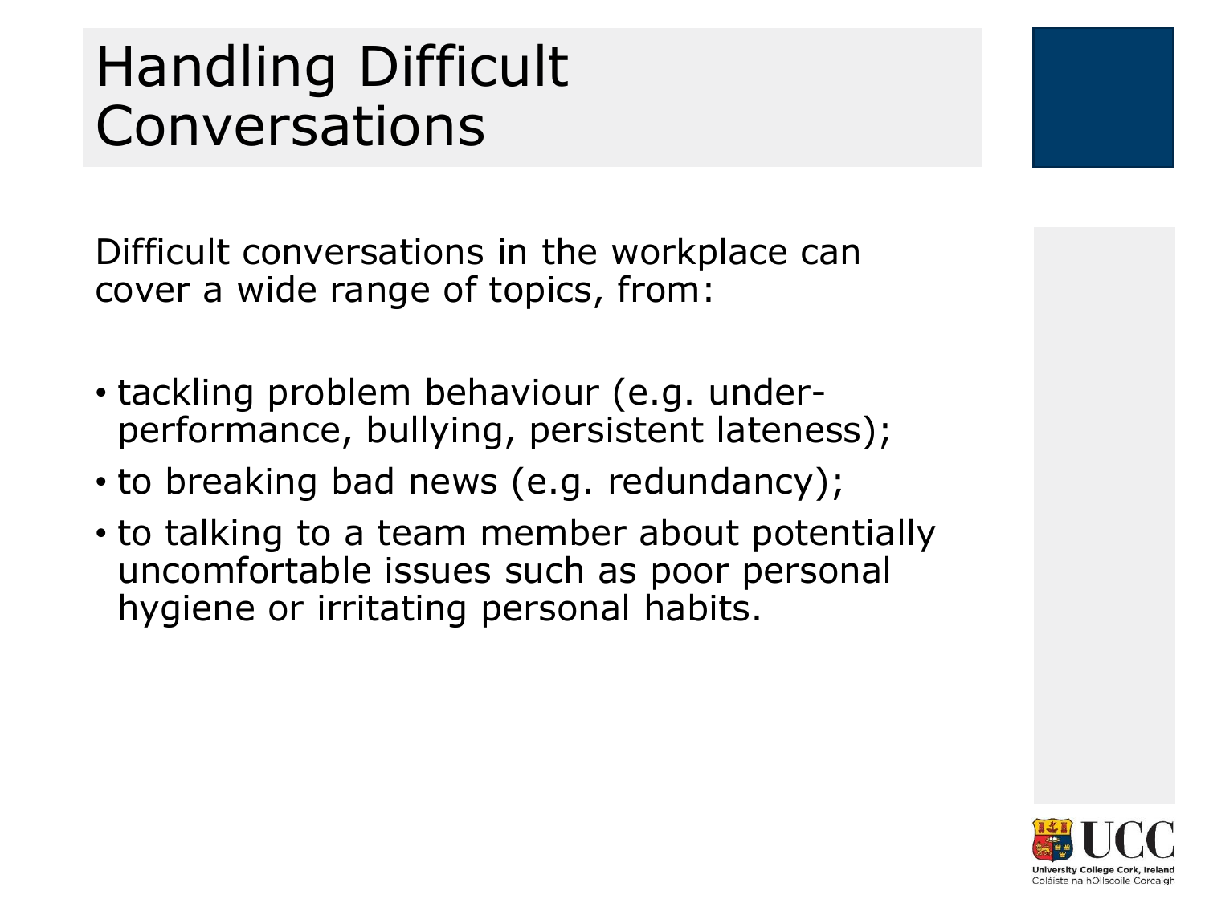# Handling Difficult Conversations

Difficult conversations in the workplace can cover a wide range of topics, from:

- tackling problem behaviour (e.g. under-performance, bullying, persistent lateness);
- to breaking bad news (e.g. redundancy);
- to talking to a team member about potentially uncomfortable issues such as poor personal hygiene or irritating personal habits.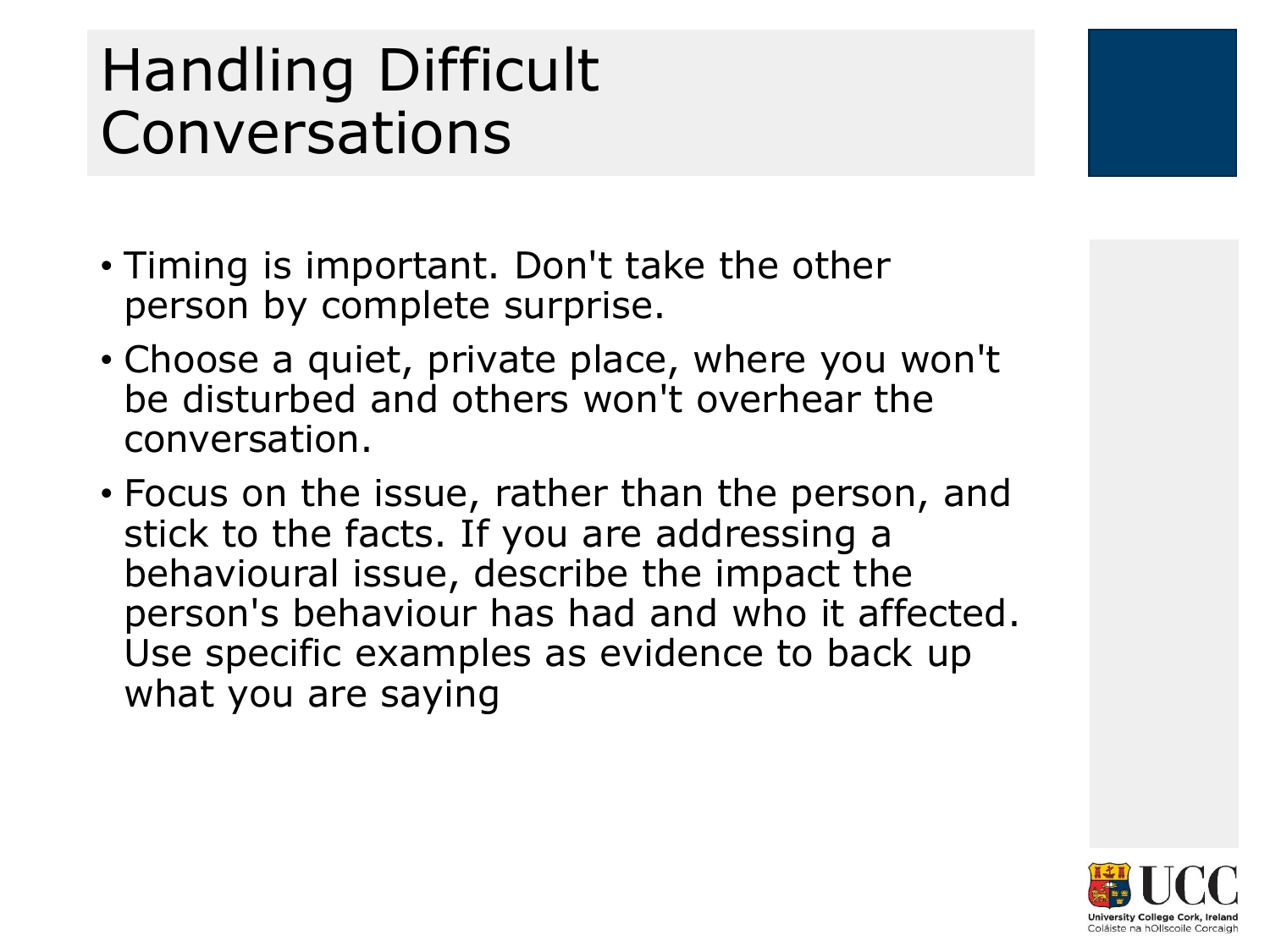# Handling Difficult Conversations

- Timing is important. Don't take the other person by complete surprise.
- Choose a quiet, private place, where you won't be disturbed and others won't overhear the conversation.
- Focus on the issue, rather than the person, and stick to the facts. If you are addressing a behavioural issue, describe the impact the person's behaviour has had and who it affected. Use specific examples as evidence to back up what you are saying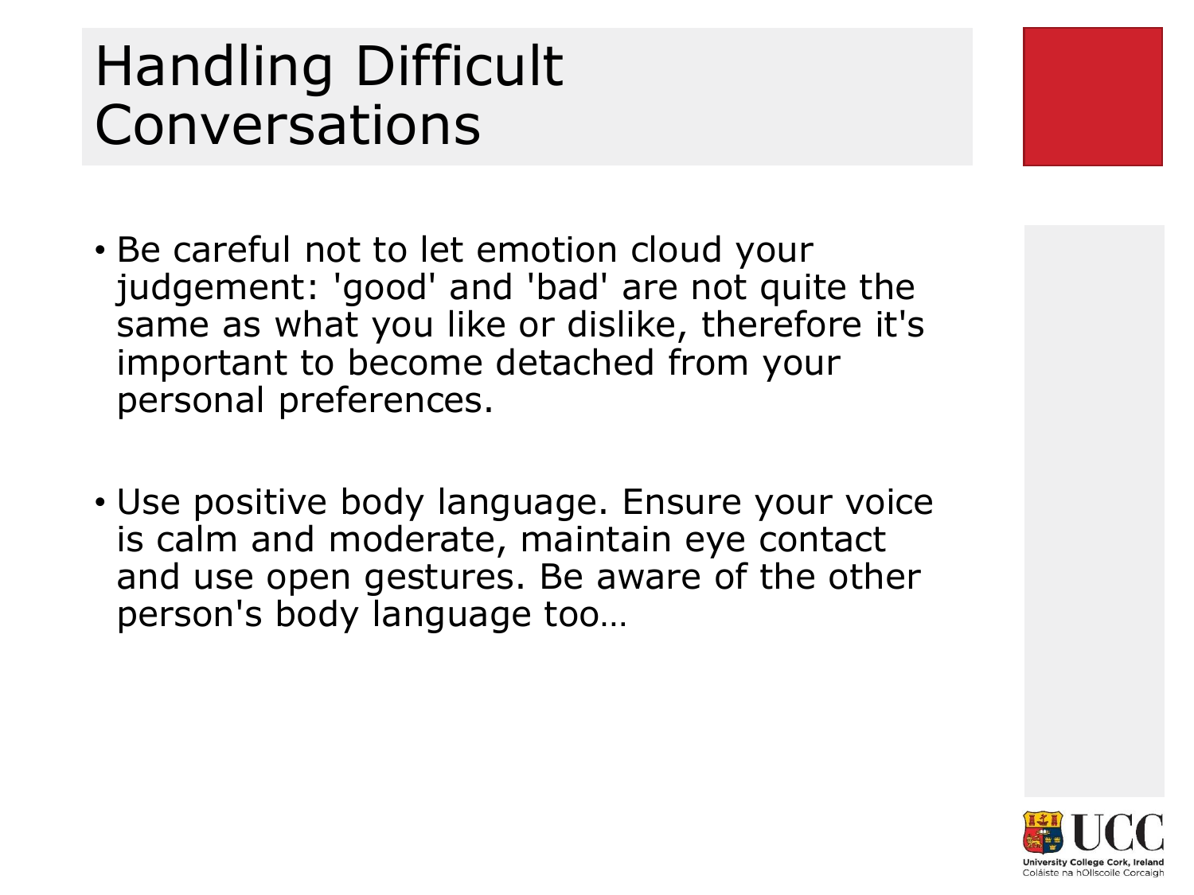# Handling Difficult Conversations

- Be careful not to let emotion cloud your judgement: 'good' and 'bad' are not quite the same as what you like or dislike, therefore it's important to become detached from your personal preferences.

- Use positive body language. Ensure your voice is calm and moderate, maintain eye contact and use open gestures. Be aware of the other person's body language too…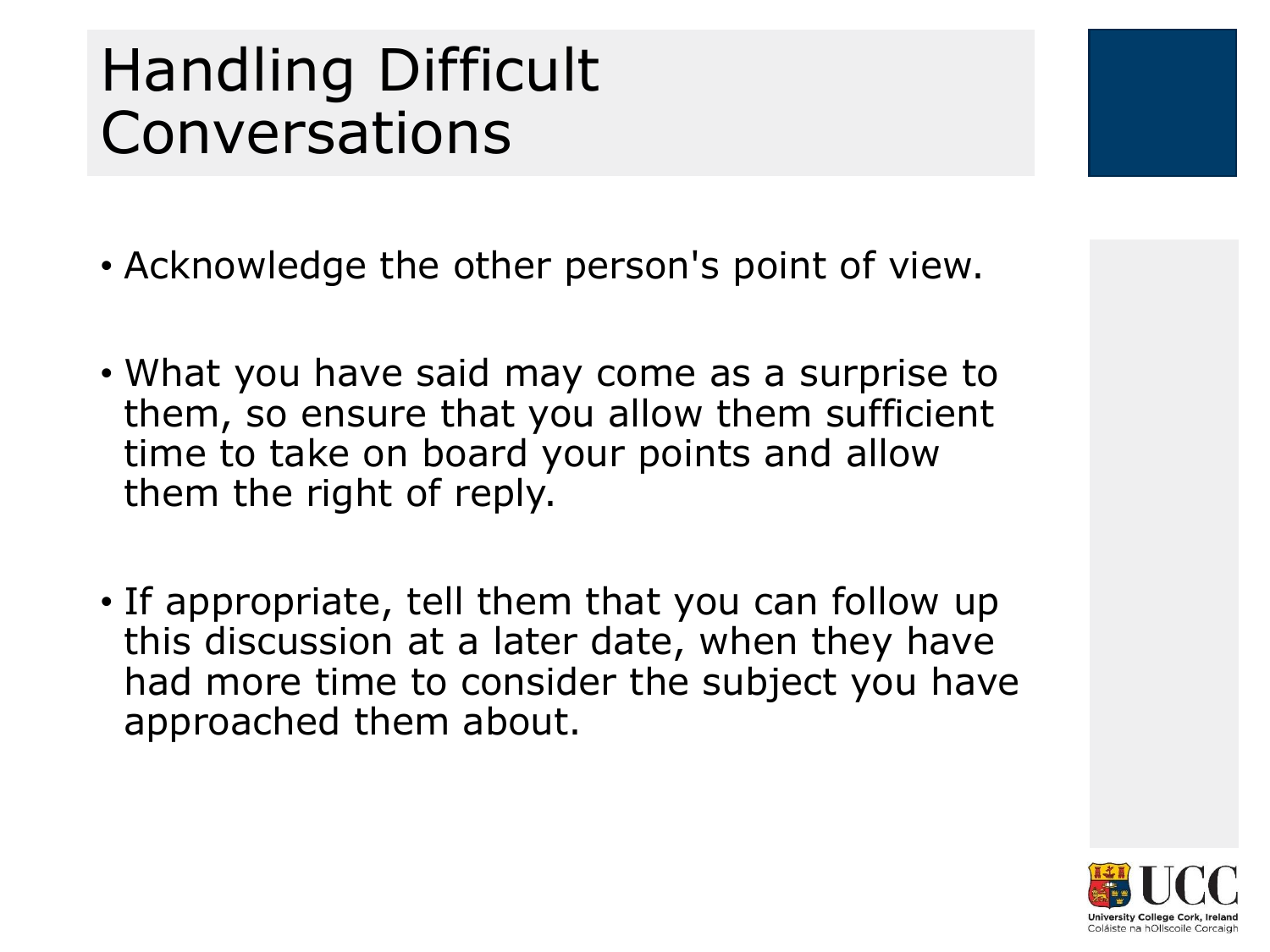# Handling Difficult Conversations

- Acknowledge the other person's point of view.
- What you have said may come as a surprise to them, so ensure that you allow them sufficient time to take on board your points and allow them the right of reply.
- If appropriate, tell them that you can follow up this discussion at a later date, when they have had more time to consider the subject you have approached them about.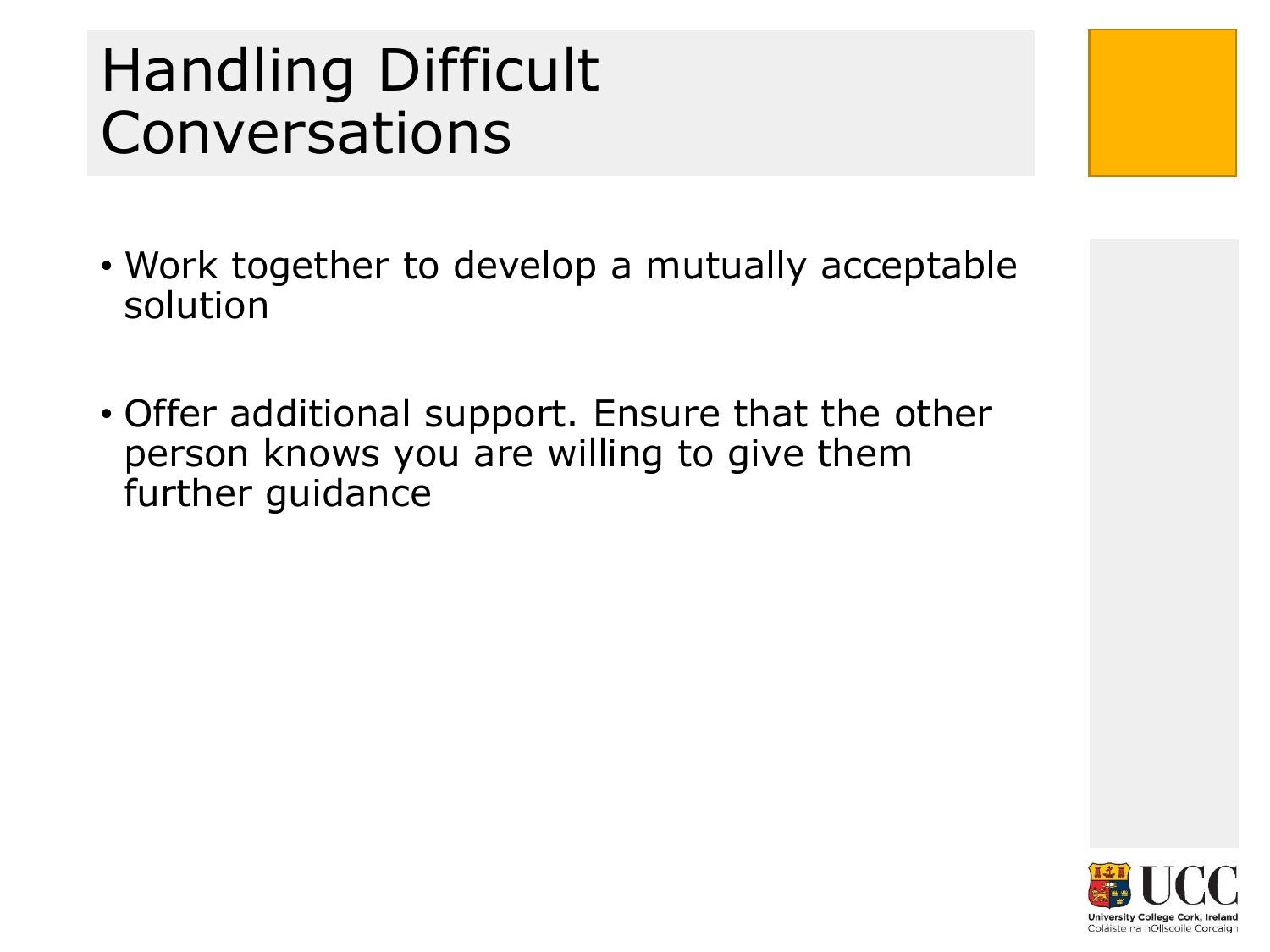# Handling Difficult Conversations

- Work together to develop a mutually acceptable solution

- Offer additional support. Ensure that the other person knows you are willing to give them further guidance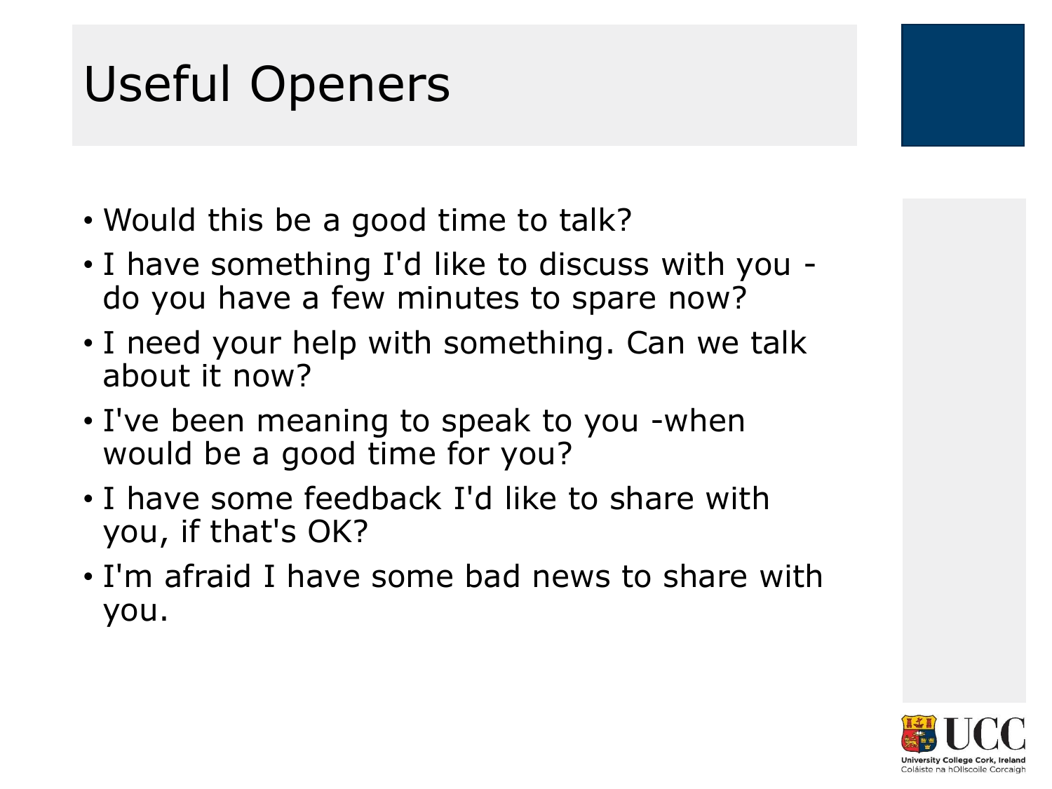# Useful Openers

- Would this be a good time to talk?
- I have something I'd like to discuss with you - do you have a few minutes to spare now?
- I need your help with something. Can we talk about it now?
- I've been meaning to speak to you -when would be a good time for you?
- I have some feedback I'd like to share with you, if that's OK?
- I'm afraid I have some bad news to share with you.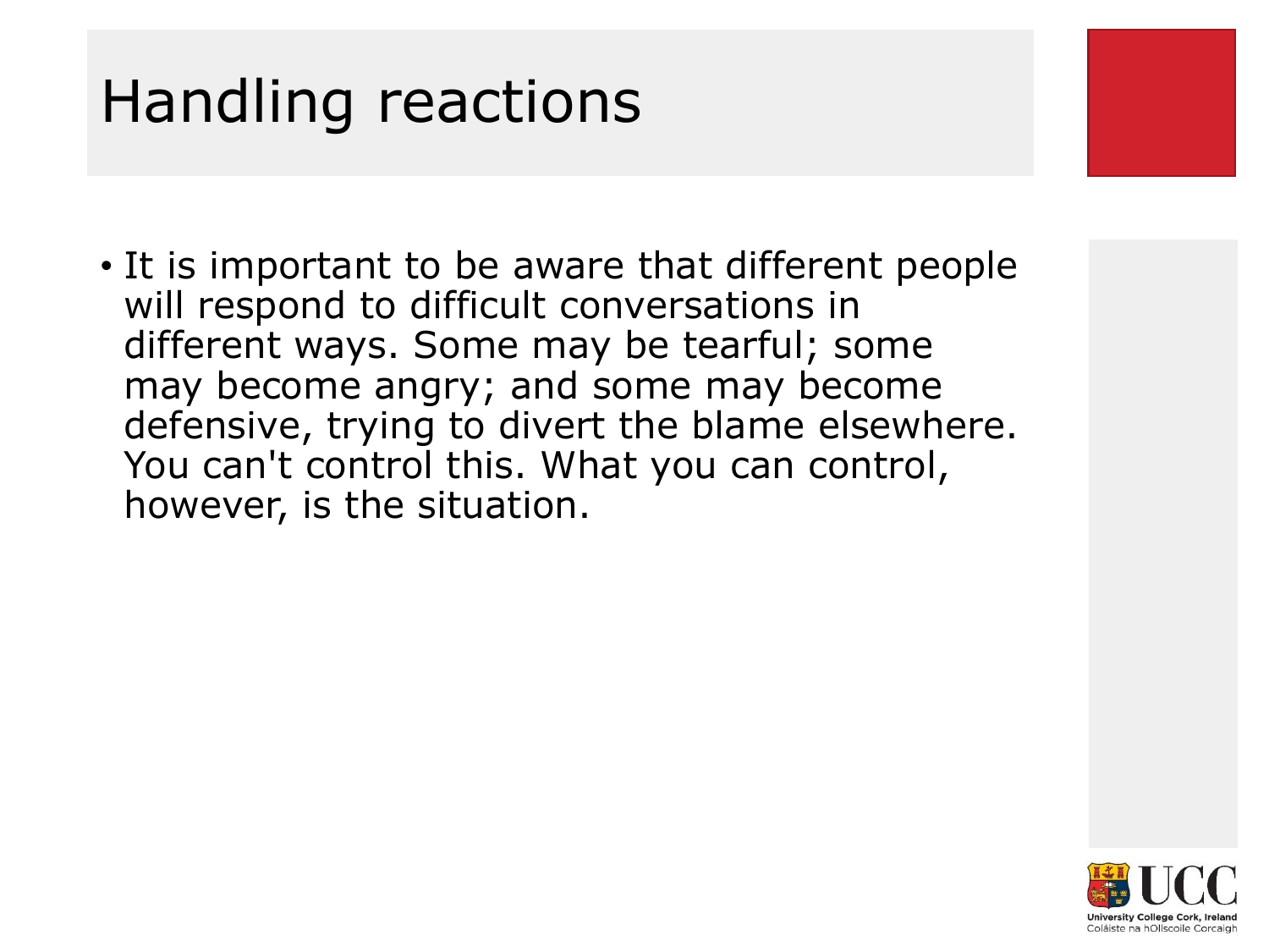# Handling reactions

- It is important to be aware that different people will respond to difficult conversations in different ways. Some may be tearful; some may become angry; and some may become defensive, trying to divert the blame elsewhere. You can't control this. What you can control, however, is the situation.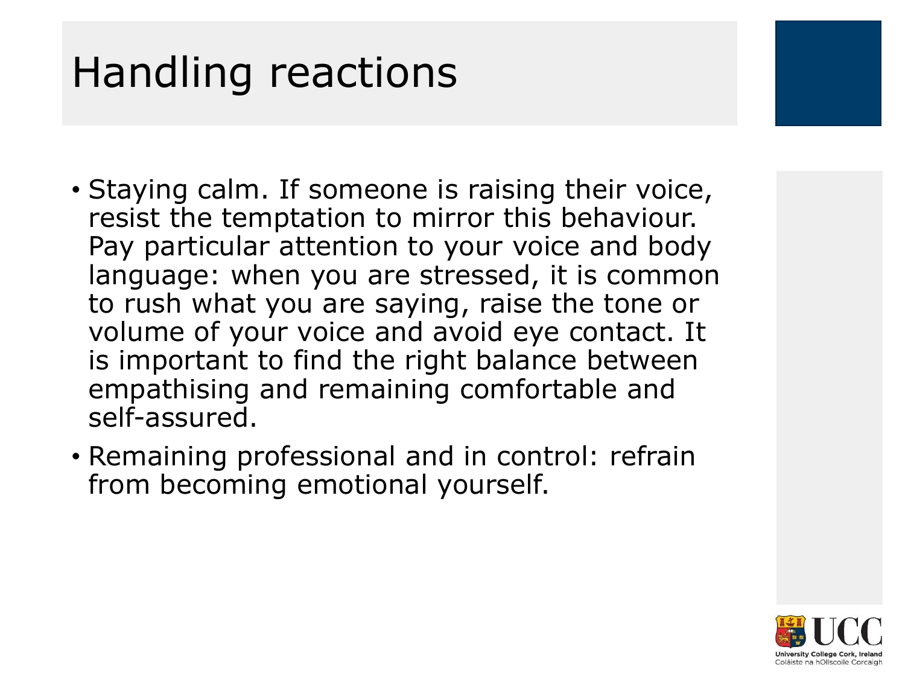# Handling reactions

- Staying calm. If someone is raising their voice, resist the temptation to mirror this behaviour. Pay particular attention to your voice and body language: when you are stressed, it is common to rush what you are saying, raise the tone or volume of your voice and avoid eye contact. It is important to find the right balance between empathising and remaining comfortable and self-assured.
- Remaining professional and in control: refrain from becoming emotional yourself.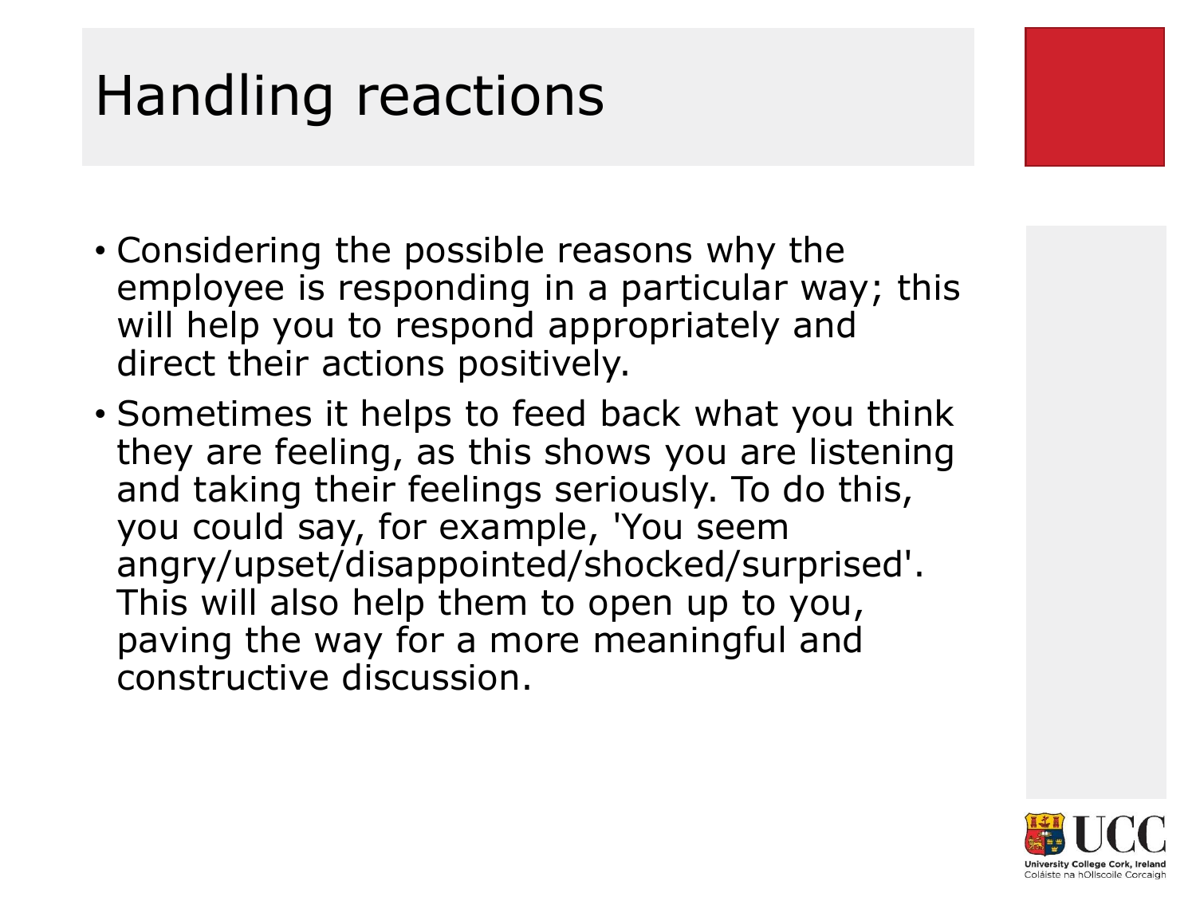# Handling reactions

- Considering the possible reasons why the employee is responding in a particular way; this will help you to respond appropriately and direct their actions positively.
- Sometimes it helps to feed back what you think they are feeling, as this shows you are listening and taking their feelings seriously. To do this, you could say, for example, 'You seem angry/upset/disappointed/shocked/surprised'. This will also help them to open up to you, paving the way for a more meaningful and constructive discussion.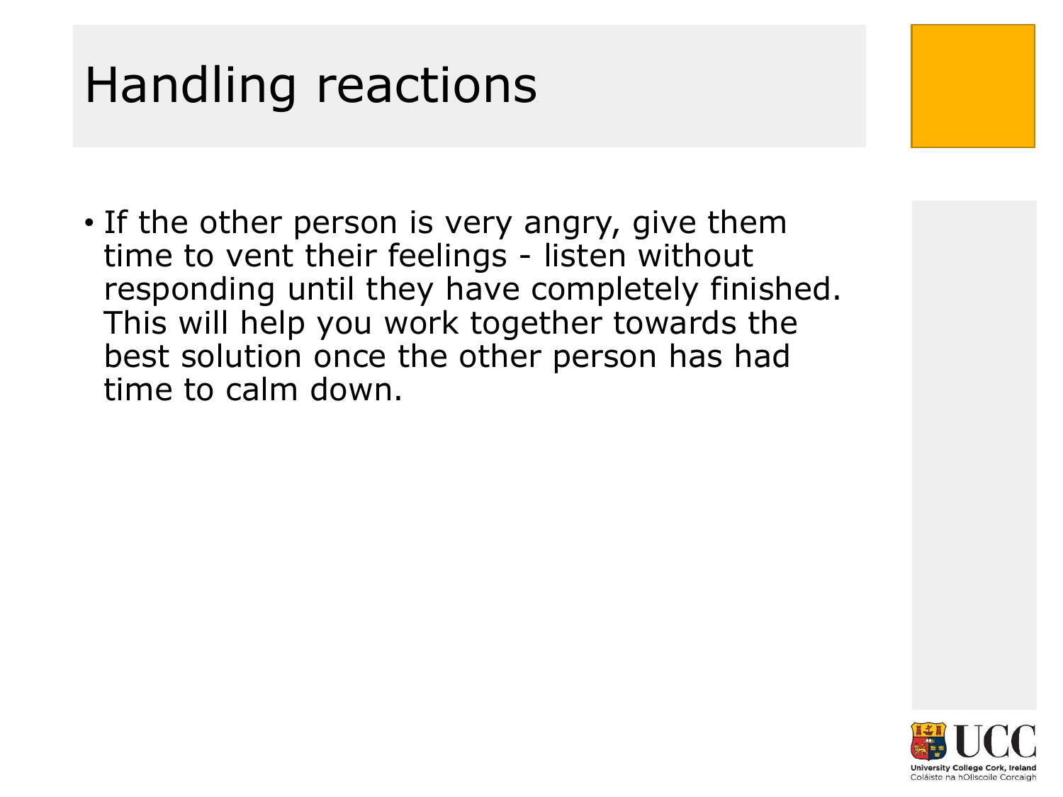# Handling reactions

- If the other person is very angry, give them time to vent their feelings - listen without responding until they have completely finished. This will help you work together towards the best solution once the other person has had time to calm down.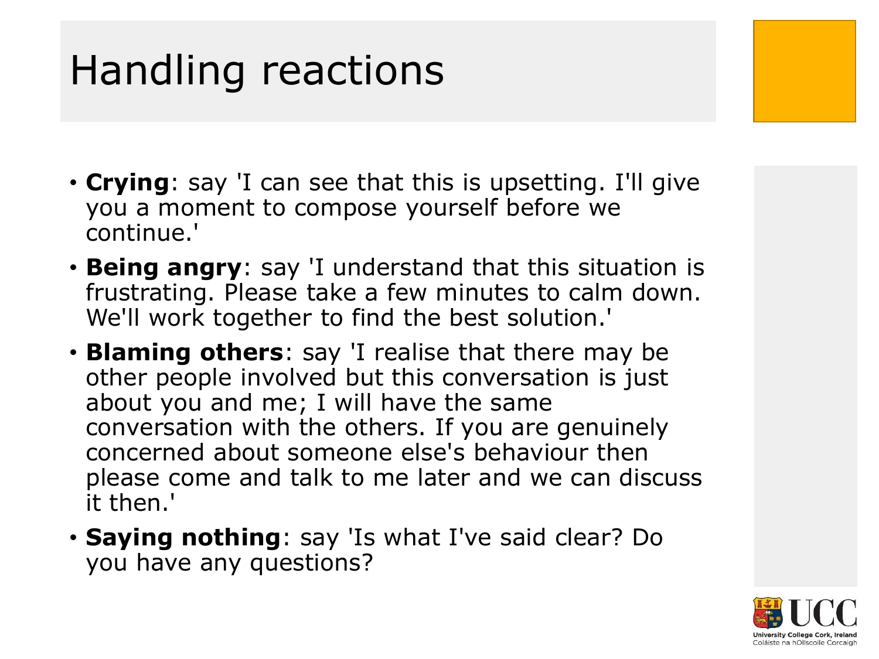# Handling reactions

- **Crying**: say 'I can see that this is upsetting. I'll give you a moment to compose yourself before we continue.'
- **Being angry**: say 'I understand that this situation is frustrating. Please take a few minutes to calm down. We'll work together to find the best solution.'
- **Blaming others**: say 'I realise that there may be other people involved but this conversation is just about you and me; I will have the same conversation with the others. If you are genuinely concerned about someone else's behaviour then please come and talk to me later and we can discuss it then.'
- **Saying nothing**: say 'Is what I've said clear? Do you have any questions?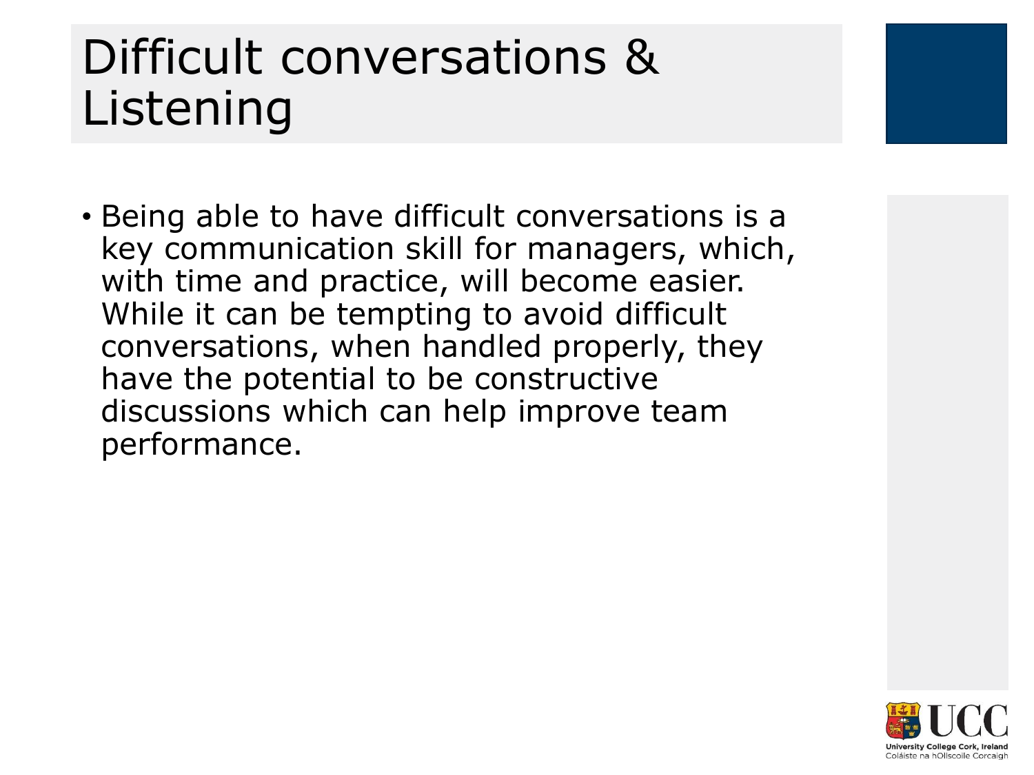# Difficult conversations & Listening

- Being able to have difficult conversations is a key communication skill for managers, which, with time and practice, will become easier. While it can be tempting to avoid difficult conversations, when handled properly, they have the potential to be constructive discussions which can help improve team performance.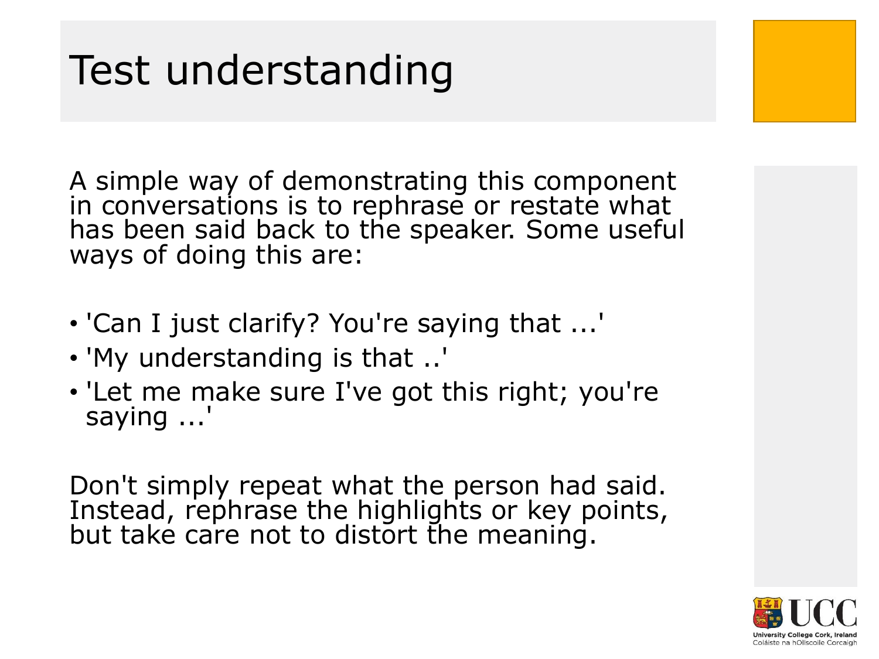# Test understanding

A simple way of demonstrating this component in conversations is to rephrase or restate what has been said back to the speaker. Some useful ways of doing this are:

- 'Can I just clarify? You're saying that ...'
- 'My understanding is that ..'
- 'Let me make sure I've got this right; you're saying ...'

Don't simply repeat what the person had said. Instead, rephrase the highlights or key points, but take care not to distort the meaning.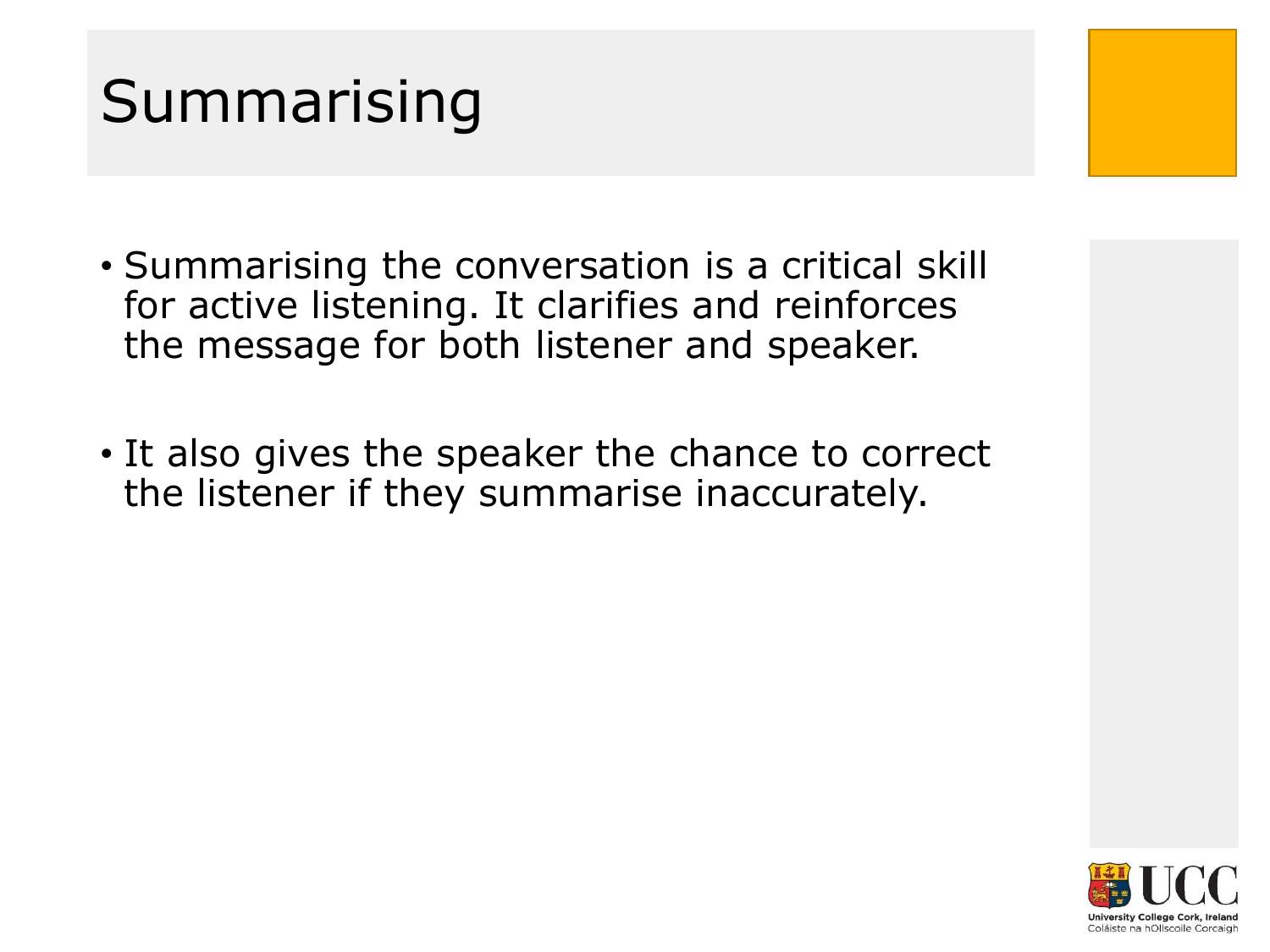# Summarising

- Summarising the conversation is a critical skill for active listening. It clarifies and reinforces the message for both listener and speaker.

- It also gives the speaker the chance to correct the listener if they summarise inaccurately.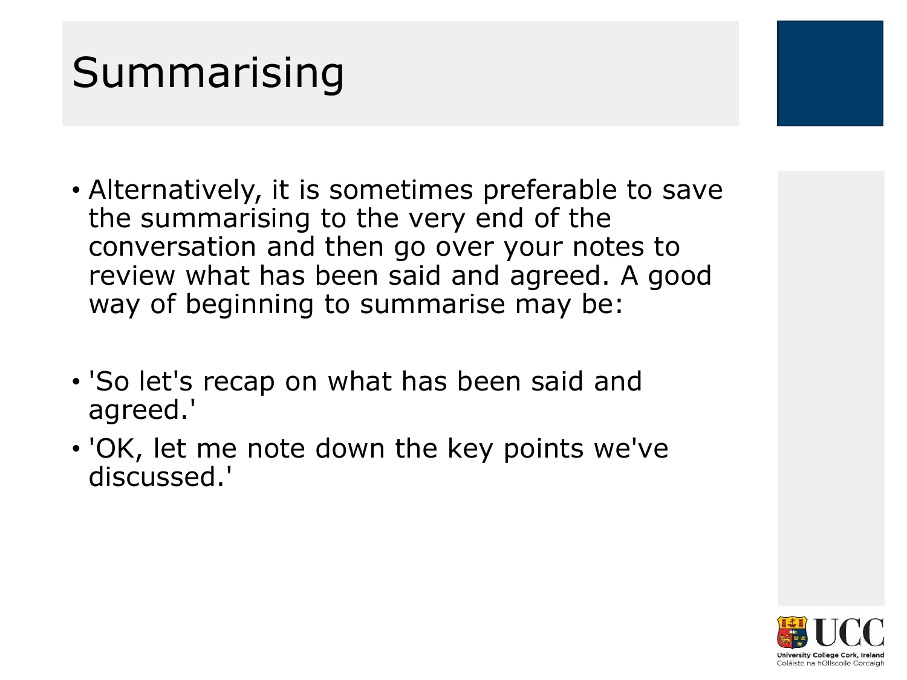# Summarising

- Alternatively, it is sometimes preferable to save the summarising to the very end of the conversation and then go over your notes to review what has been said and agreed. A good way of beginning to summarise may be:

- 'So let's recap on what has been said and agreed.'
- 'OK, let me note down the key points we've discussed.'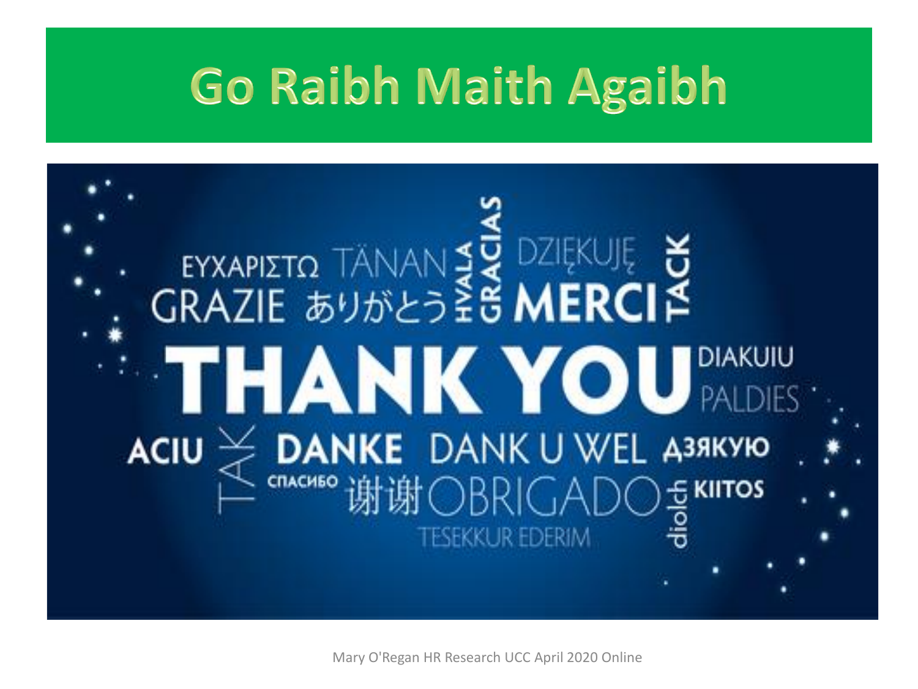# Go Raibh Maith Agaibh

ΕΥΧΑΡΙΣΤΩ TÄNAN HVALA GRACIAS DZIĘKUJĘ TACK

GRAZIE ありがとう MERCI

THANK YOU DIAKUIU PALDIES

ACIU TAK DANKE DANK U WEL ДЗЯКУЮ

СПАСИБО 谢谢 OBRIGADO diolch KIITOS

TESEKKUR EDERIM

Mary O'Regan HR Research UCC April 2020 Online